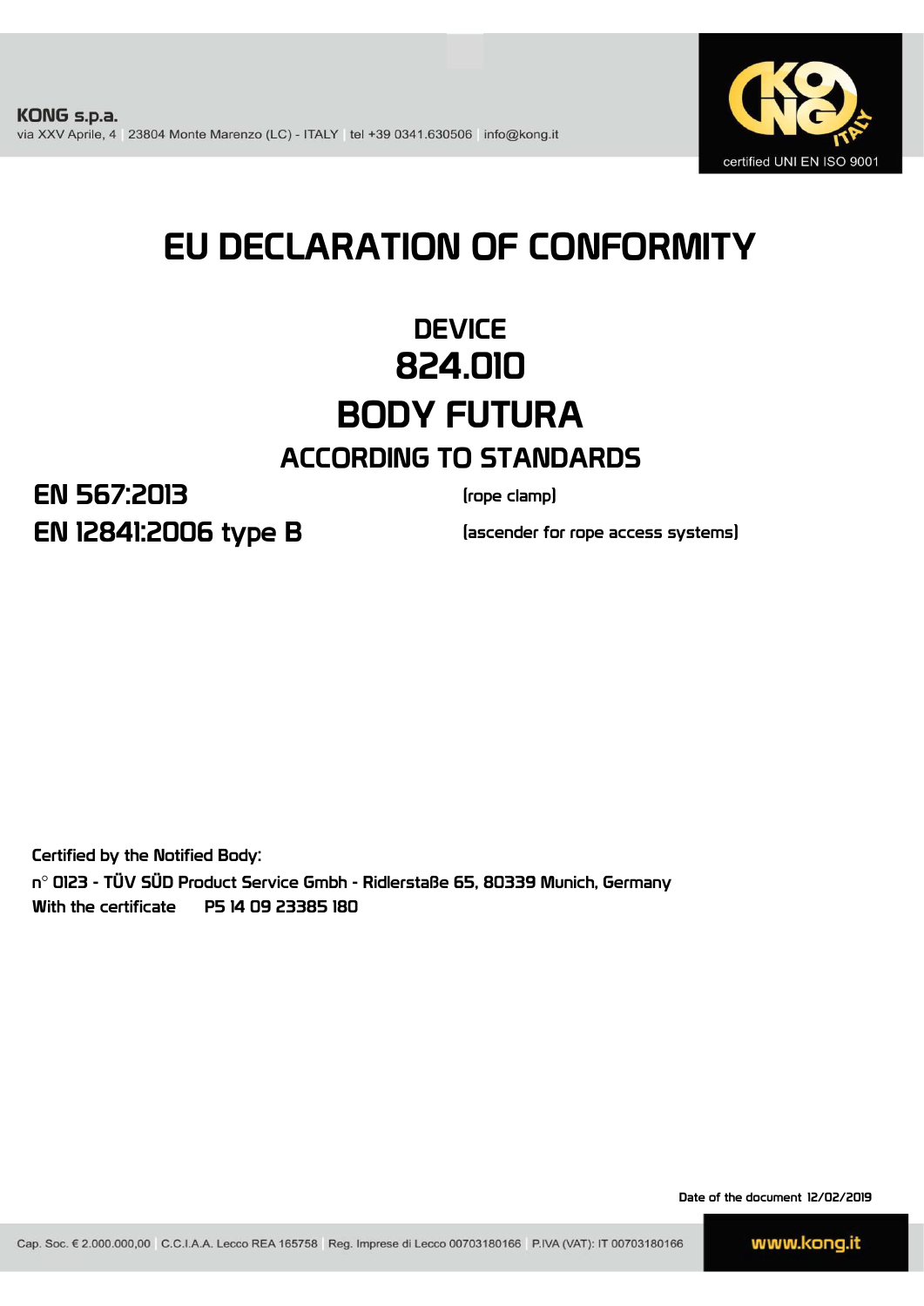KONG s.p.a.
via XXV Aprile, 4 | 23804 Monte Marenzo (LC) - ITALY | tel +39 0341.630506 | info@kong.it

certified UNI EN ISO 9001

# EU DECLARATION OF CONFORMITY

## DEVICE
## 824.010
## BODY FUTURA

### ACCORDING TO STANDARDS

**EN 567:2013** (rope clamp)

**EN 12841:2006 type B** (ascender for rope access systems)

Certified by the Notified Body:
n° 0123 - TÜV SÜD Product Service Gmbh - Ridlerstaße 65, 80339 Munich, Germany
With the certificate P5 14 09 23385 180

Date of the document 12/02/2019

Cap. Soc. € 2.000.000,00 | C.C.I.A.A. Lecco REA 165758 | Reg. Imprese di Lecco 00703180166 | P.IVA (VAT): IT 00703180166

www.kong.it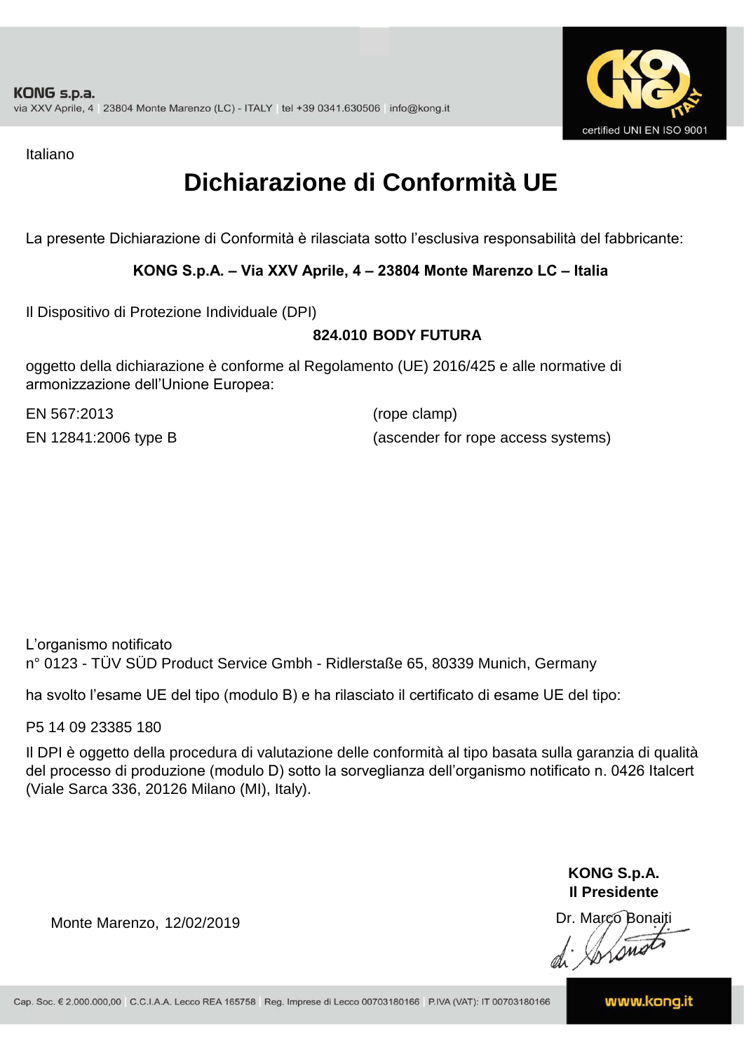KONG s.p.a.
via XXV Aprile, 4 | 23804 Monte Marenzo (LC) - ITALY | tel +39 0341.630506 | info@kong.it

certified UNI EN ISO 9001

Italiano

# Dichiarazione di Conformità UE

La presente Dichiarazione di Conformità è rilasciata sotto l'esclusiva responsabilità del fabbricante:

**KONG S.p.A. – Via XXV Aprile, 4 – 23804 Monte Marenzo LC – Italia**

Il Dispositivo di Protezione Individuale (DPI)

**824.010 BODY FUTURA**

oggetto della dichiarazione è conforme al Regolamento (UE) 2016/425 e alle normative di armonizzazione dell'Unione Europea:

EN 567:2013 (rope clamp)

EN 12841:2006 type B (ascender for rope access systems)

L'organismo notificato
n° 0123 - TÜV SÜD Product Service Gmbh - Ridlerstaße 65, 80339 Munich, Germany

ha svolto l'esame UE del tipo (modulo B) e ha rilasciato il certificato di esame UE del tipo:

P5 14 09 23385 180

Il DPI è oggetto della procedura di valutazione delle conformità al tipo basata sulla garanzia di qualità del processo di produzione (modulo D) sotto la sorveglianza dell'organismo notificato n. 0426 Italcert (Viale Sarca 336, 20126 Milano (MI), Italy).

Monte Marenzo, 12/02/2019

**KONG S.p.A.**
**Il Presidente**
Dr. Marco Bonaiti

Cap. Soc. € 2.000.000,00 | C.C.I.A.A. Lecco REA 165758 | Reg. Imprese di Lecco 00703180166 | P.IVA (VAT): IT 00703180166

www.kong.it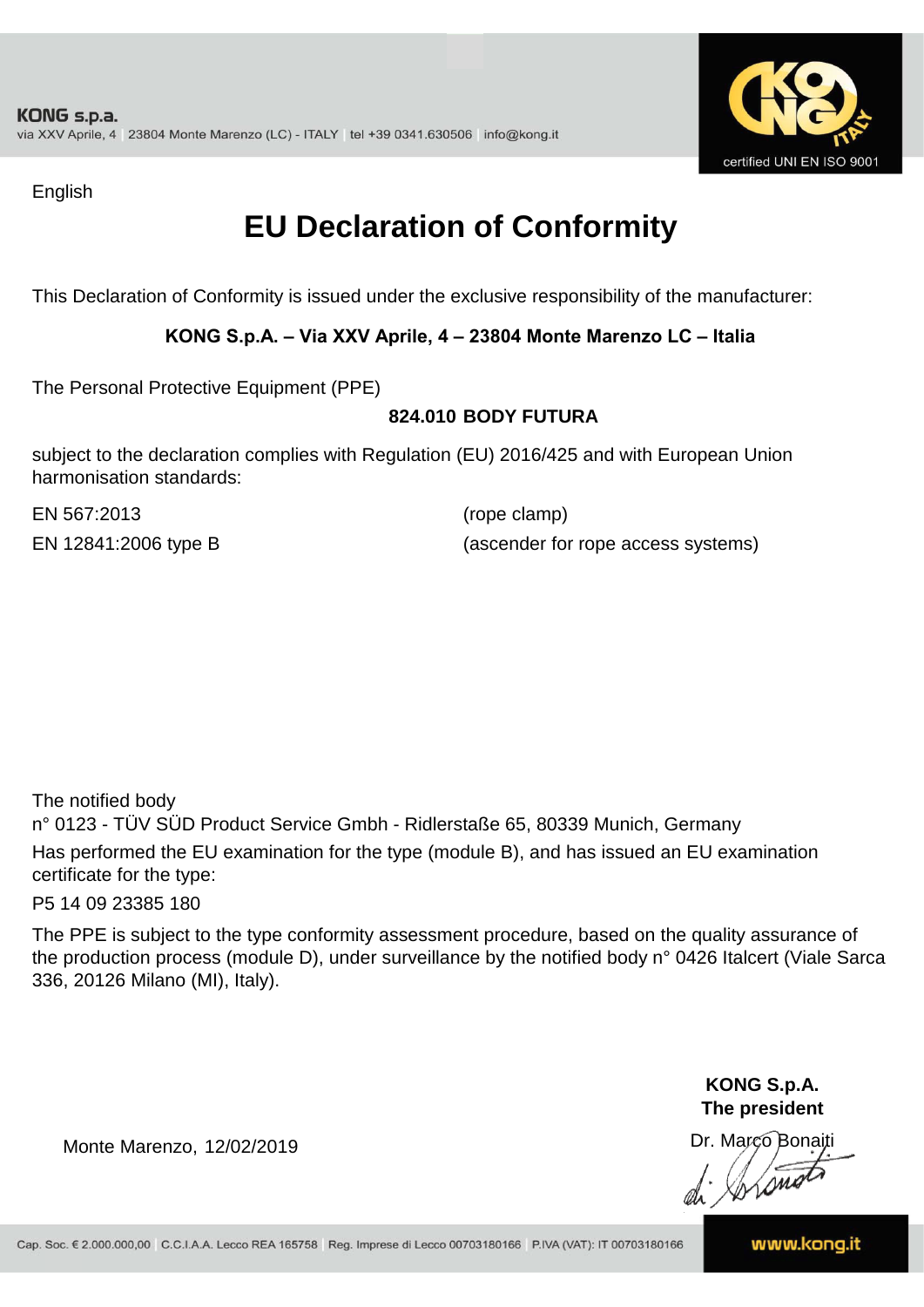English

# EU Declaration of Conformity

This Declaration of Conformity is issued under the exclusive responsibility of the manufacturer:

**KONG S.p.A. – Via XXV Aprile, 4 – 23804 Monte Marenzo LC – Italia**

The Personal Protective Equipment (PPE)

**824.010 BODY FUTURA**

subject to the declaration complies with Regulation (EU) 2016/425 and with European Union harmonisation standards:

| | |
|---|---|
| EN 567:2013 | (rope clamp) |
| EN 12841:2006 type B | (ascender for rope access systems) |

The notified body
n° 0123 - TÜV SÜD Product Service Gmbh - Ridlerstaße 65, 80339 Munich, Germany
Has performed the EU examination for the type (module B), and has issued an EU examination certificate for the type:
P5 14 09 23385 180

The PPE is subject to the type conformity assessment procedure, based on the quality assurance of the production process (module D), under surveillance by the notified body n° 0426 Italcert (Viale Sarca 336, 20126 Milano (MI), Italy).

Monte Marenzo, 12/02/2019

**KONG S.p.A.**
**The president**
Dr. Marco Bonaiti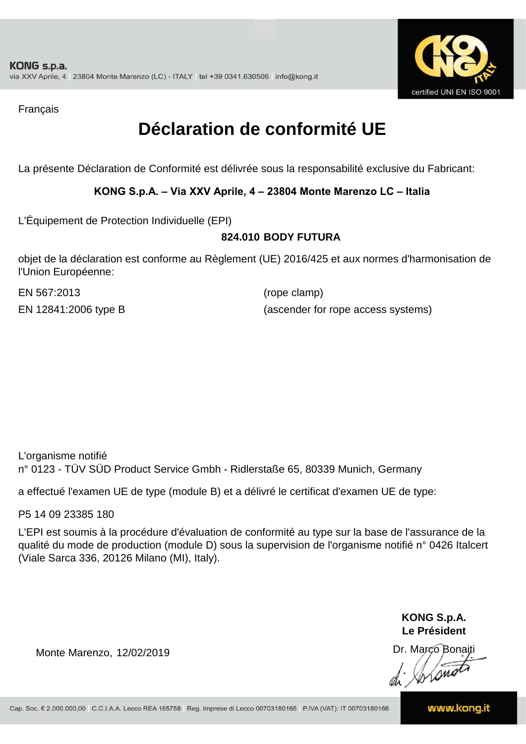KONG s.p.a.
via XXV Aprile, 4 | 23804 Monte Marenzo (LC) - ITALY | tel +39 0341.630506 | info@kong.it

certified UNI EN ISO 9001

Français

# Déclaration de conformité UE

La présente Déclaration de Conformité est délivrée sous la responsabilité exclusive du Fabricant:

**KONG S.p.A. – Via XXV Aprile, 4 – 23804 Monte Marenzo LC – Italia**

L'Équipement de Protection Individuelle (EPI)

**824.010 BODY FUTURA**

objet de la déclaration est conforme au Règlement (UE) 2016/425 et aux normes d'harmonisation de l'Union Européenne:

| | |
|---|---|
| EN 567:2013 | (rope clamp) |
| EN 12841:2006 type B | (ascender for rope access systems) |

L'organisme notifié
n° 0123 - TÜV SÜD Product Service Gmbh - Ridlerstaße 65, 80339 Munich, Germany

a effectué l'examen UE de type (module B) et a délivré le certificat d'examen UE de type:

P5 14 09 23385 180

L'EPI est soumis à la procédure d'évaluation de conformité au type sur la base de l'assurance de la qualité du mode de production (module D) sous la supervision de l'organisme notifié n° 0426 Italcert (Viale Sarca 336, 20126 Milano (MI), Italy).

**KONG S.p.A.**
**Le Président**

Monte Marenzo, 12/02/2019

Dr. Marco Bonaiti

Cap. Soc. € 2.000.000,00 | C.C.I.A.A. Lecco REA 165758 | Reg. Imprese di Lecco 00703180166 | P.IVA (VAT): IT 00703180166

www.kong.it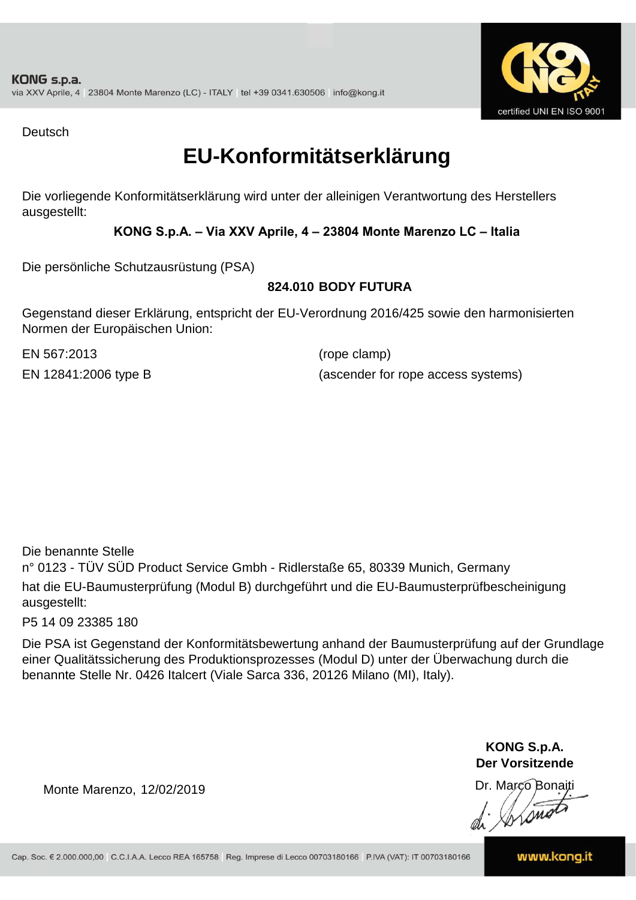Deutsch

# EU-Konformitätserklärung

Die vorliegende Konformitätserklärung wird unter der alleinigen Verantwortung des Herstellers ausgestellt:

**KONG S.p.A. – Via XXV Aprile, 4 – 23804 Monte Marenzo LC – Italia**

Die persönliche Schutzausrüstung (PSA)

**824.010 BODY FUTURA**

Gegenstand dieser Erklärung, entspricht der EU-Verordnung 2016/425 sowie den harmonisierten Normen der Europäischen Union:

| | |
|---|---|
| EN 567:2013 | (rope clamp) |
| EN 12841:2006 type B | (ascender for rope access systems) |

Die benannte Stelle
n° 0123 - TÜV SÜD Product Service Gmbh - Ridlerstaße 65, 80339 Munich, Germany
hat die EU-Baumusterprüfung (Modul B) durchgeführt und die EU-Baumusterprüfbescheinigung ausgestellt:

P5 14 09 23385 180

Die PSA ist Gegenstand der Konformitätsbewertung anhand der Baumusterprüfung auf der Grundlage einer Qualitätssicherung des Produktionsprozesses (Modul D) unter der Überwachung durch die benannte Stelle Nr. 0426 Italcert (Viale Sarca 336, 20126 Milano (MI), Italy).

Monte Marenzo, 12/02/2019

**KONG S.p.A.**
**Der Vorsitzende**
Dr. Marco Bonaiti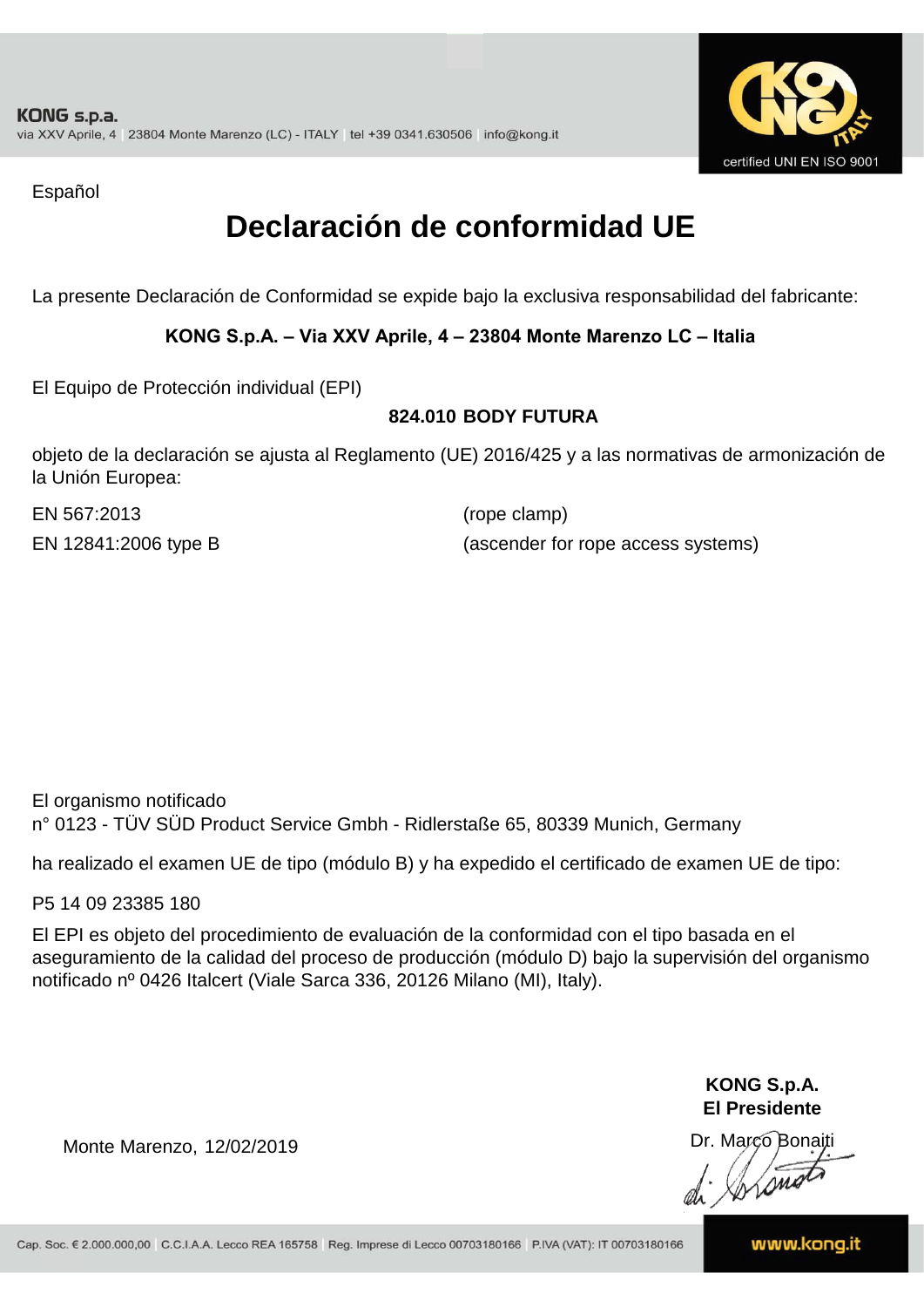KONG s.p.a.
via XXV Aprile, 4 | 23804 Monte Marenzo (LC) - ITALY | tel +39 0341.630506 | info@kong.it

certified UNI EN ISO 9001

Español

# Declaración de conformidad UE

La presente Declaración de Conformidad se expide bajo la exclusiva responsabilidad del fabricante:

**KONG S.p.A. – Via XXV Aprile, 4 – 23804 Monte Marenzo LC – Italia**

El Equipo de Protección individual (EPI)

**824.010 BODY FUTURA**

objeto de la declaración se ajusta al Reglamento (UE) 2016/425 y a las normativas de armonización de la Unión Europea:

| | |
|---|---|
| EN 567:2013 | (rope clamp) |
| EN 12841:2006 type B | (ascender for rope access systems) |

El organismo notificado
n° 0123 - TÜV SÜD Product Service Gmbh - Ridlerstaße 65, 80339 Munich, Germany

ha realizado el examen UE de tipo (módulo B) y ha expedido el certificado de examen UE de tipo:

P5 14 09 23385 180

El EPI es objeto del procedimiento de evaluación de la conformidad con el tipo basada en el aseguramiento de la calidad del proceso de producción (módulo D) bajo la supervisión del organismo notificado nº 0426 Italcert (Viale Sarca 336, 20126 Milano (MI), Italy).

**KONG S.p.A.**
**El Presidente**

Monte Marenzo, 12/02/2019

Dr. Marco Bonaiti

Cap. Soc. € 2.000.000,00 | C.C.I.A.A. Lecco REA 165758 | Reg. Imprese di Lecco 00703180166 | P.IVA (VAT): IT 00703180166

www.kong.it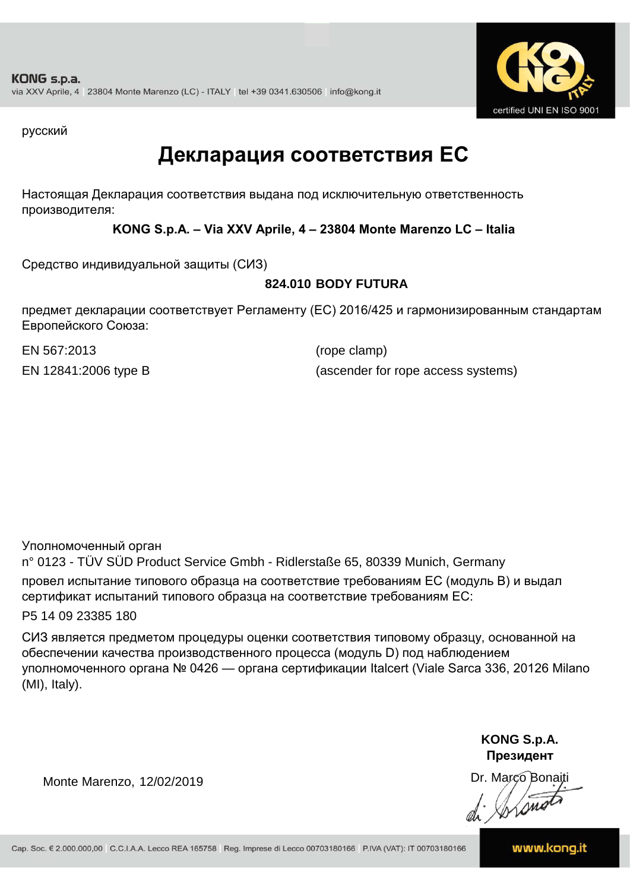KONG s.p.a.
via XXV Aprile, 4 | 23804 Monte Marenzo (LC) - ITALY | tel +39 0341.630506 | info@kong.it

certified UNI EN ISO 9001

русский

# Декларация соответствия ЕС

Настоящая Декларация соответствия выдана под исключительную ответственность производителя:

**KONG S.p.A. – Via XXV Aprile, 4 – 23804 Monte Marenzo LC – Italia**

Средство индивидуальной защиты (СИЗ)

**824.010 BODY FUTURA**

предмет декларации соответствует Регламенту (ЕС) 2016/425 и гармонизированным стандартам Европейского Союза:

| | |
|---|---|
| EN 567:2013 | (rope clamp) |
| EN 12841:2006 type B | (ascender for rope access systems) |

Уполномоченный орган
n° 0123 - TÜV SÜD Product Service Gmbh - Ridlerstaße 65, 80339 Munich, Germany
провел испытание типового образца на соответствие требованиям ЕС (модуль B) и выдал сертификат испытаний типового образца на соответствие требованиям ЕС:

P5 14 09 23385 180

СИЗ является предметом процедуры оценки соответствия типовому образцу, основанной на обеспечении качества производственного процесса (модуль D) под наблюдением уполномоченного органа № 0426 — органа сертификации Italcert (Viale Sarca 336, 20126 Milano (MI), Italy).

Monte Marenzo, 12/02/2019

**KONG S.p.A.**
**Президент**
Dr. Marco Bonaiti

Cap. Soc. € 2.000.000,00 | C.C.I.A.A. Lecco REA 165758 | Reg. Imprese di Lecco 00703180166 | P.IVA (VAT): IT 00703180166 | www.kong.it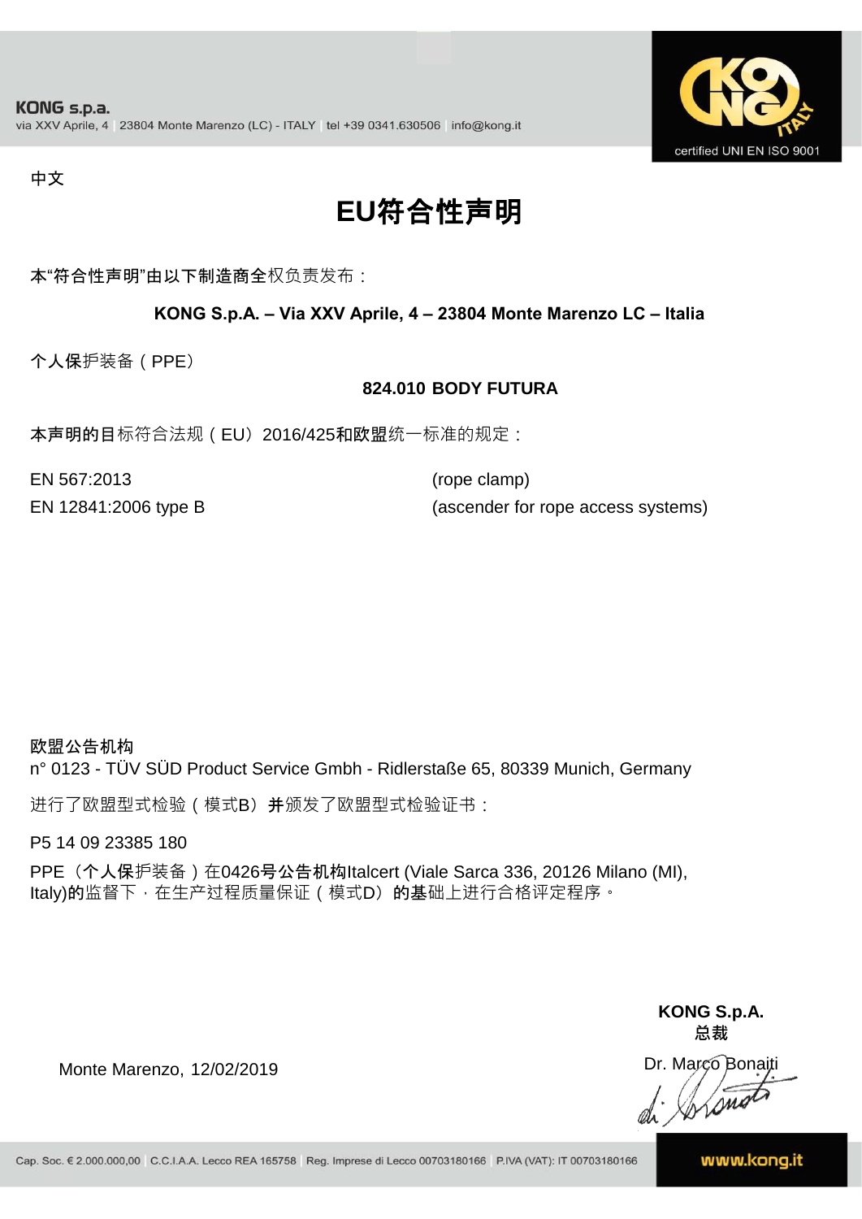KONG s.p.a.
via XXV Aprile, 4 | 23804 Monte Marenzo (LC) - ITALY | tel +39 0341.630506 | info@kong.it

certified UNI EN ISO 9001

中文

# EU符合性声明

本“符合性声明”由以下制造商全权负责发布：

**KONG S.p.A. – Via XXV Aprile, 4 – 23804 Monte Marenzo LC – Italia**

个人保护装备（PPE）

**824.010 BODY FUTURA**

本声明的目标符合法规（EU）2016/425和欧盟统一标准的规定：

| | |
|---|---|
| EN 567:2013 | (rope clamp) |
| EN 12841:2006 type B | (ascender for rope access systems) |

**欧盟公告机构**
n° 0123 - TÜV SÜD Product Service Gmbh - Ridlerstaße 65, 80339 Munich, Germany

进行了欧盟型式检验（模式B）并颁发了欧盟型式检验证书：

P5 14 09 23385 180

PPE（个人保护装备）在0426号公告机构Italcert (Viale Sarca 336, 20126 Milano (MI), Italy)的监督下，在生产过程质量保证（模式D）的基础上进行合格评定程序。

**KONG S.p.A.**
**总裁**

Monte Marenzo, 12/02/2019

Dr. Marco Bonaiti

Cap. Soc. € 2.000.000,00 | C.C.I.A.A. Lecco REA 165758 | Reg. Imprese di Lecco 00703180166 | P.IVA (VAT): IT 00703180166

www.kong.it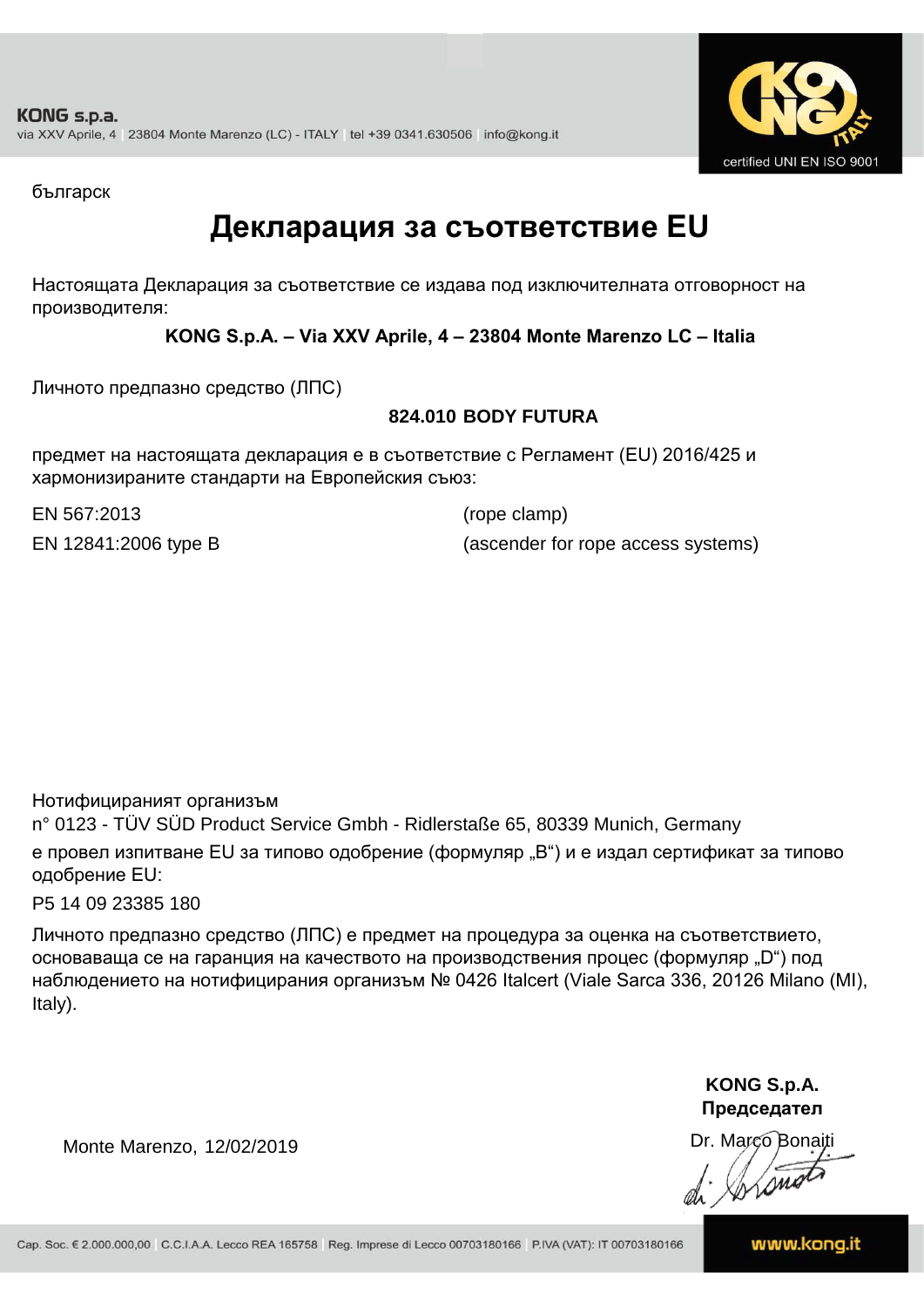българск

# Декларация за съответствие EU

Настоящата Декларация за съответствие се издава под изключителната отговорност на производителя:

**KONG S.p.A. – Via XXV Aprile, 4 – 23804 Monte Marenzo LC – Italia**

Личното предпазно средство (ЛПС)

**824.010 BODY FUTURA**

предмет на настоящата декларация е в съответствие с Регламент (EU) 2016/425 и хармонизираните стандарти на Европейския съюз:

| | |
|---|---|
| EN 567:2013 | (rope clamp) |
| EN 12841:2006 type B | (ascender for rope access systems) |

Нотифицираният организъм
n° 0123 - TÜV SÜD Product Service Gmbh - Ridlerstaße 65, 80339 Munich, Germany
е провел изпитване EU за типово одобрение (формуляр „B“) и е издал сертификат за типово одобрение EU:

P5 14 09 23385 180

Личното предпазно средство (ЛПС) е предмет на процедура за оценка на съответствието, основаваща се на гаранция на качеството на производствения процес (формуляр „D“) под наблюдението на нотифицирания организъм № 0426 Italcert (Viale Sarca 336, 20126 Milano (MI), Italy).

Monte Marenzo, 12/02/2019

**KONG S.p.A.**
**Председател**
Dr. Marco Bonaiti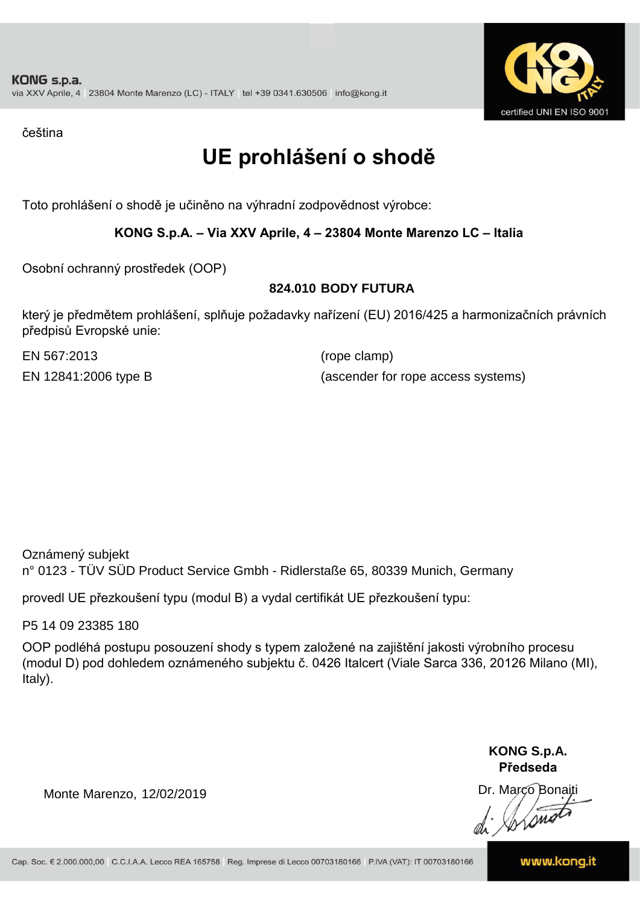KONG s.p.a.
via XXV Aprile, 4 | 23804 Monte Marenzo (LC) - ITALY | tel +39 0341.630506 | info@kong.it

certified UNI EN ISO 9001

čeština

# UE prohlášení o shodě

Toto prohlášení o shodě je učiněno na výhradní zodpovědnost výrobce:

**KONG S.p.A. – Via XXV Aprile, 4 – 23804 Monte Marenzo LC – Italia**

Osobní ochranný prostředek (OOP)

**824.010 BODY FUTURA**

který je předmětem prohlášení, splňuje požadavky nařízení (EU) 2016/425 a harmonizačních právních předpisů Evropské unie:

| | |
|---|---|
| EN 567:2013 | (rope clamp) |
| EN 12841:2006 type B | (ascender for rope access systems) |

Oznámený subjekt
n° 0123 - TÜV SÜD Product Service Gmbh - Ridlerstaße 65, 80339 Munich, Germany

provedl UE přezkoušení typu (modul B) a vydal certifikát UE přezkoušení typu:

P5 14 09 23385 180

OOP podléhá postupu posouzení shody s typem založené na zajištění jakosti výrobního procesu (modul D) pod dohledem oznámeného subjektu č. 0426 Italcert (Viale Sarca 336, 20126 Milano (MI), Italy).

Monte Marenzo, 12/02/2019

**KONG S.p.A.**
**Předseda**
Dr. Marco Bonaiti

Cap. Soc. € 2.000.000,00 | C.C.I.A.A. Lecco REA 165758 | Reg. Imprese di Lecco 00703180166 | P.IVA (VAT): IT 00703180166

www.kong.it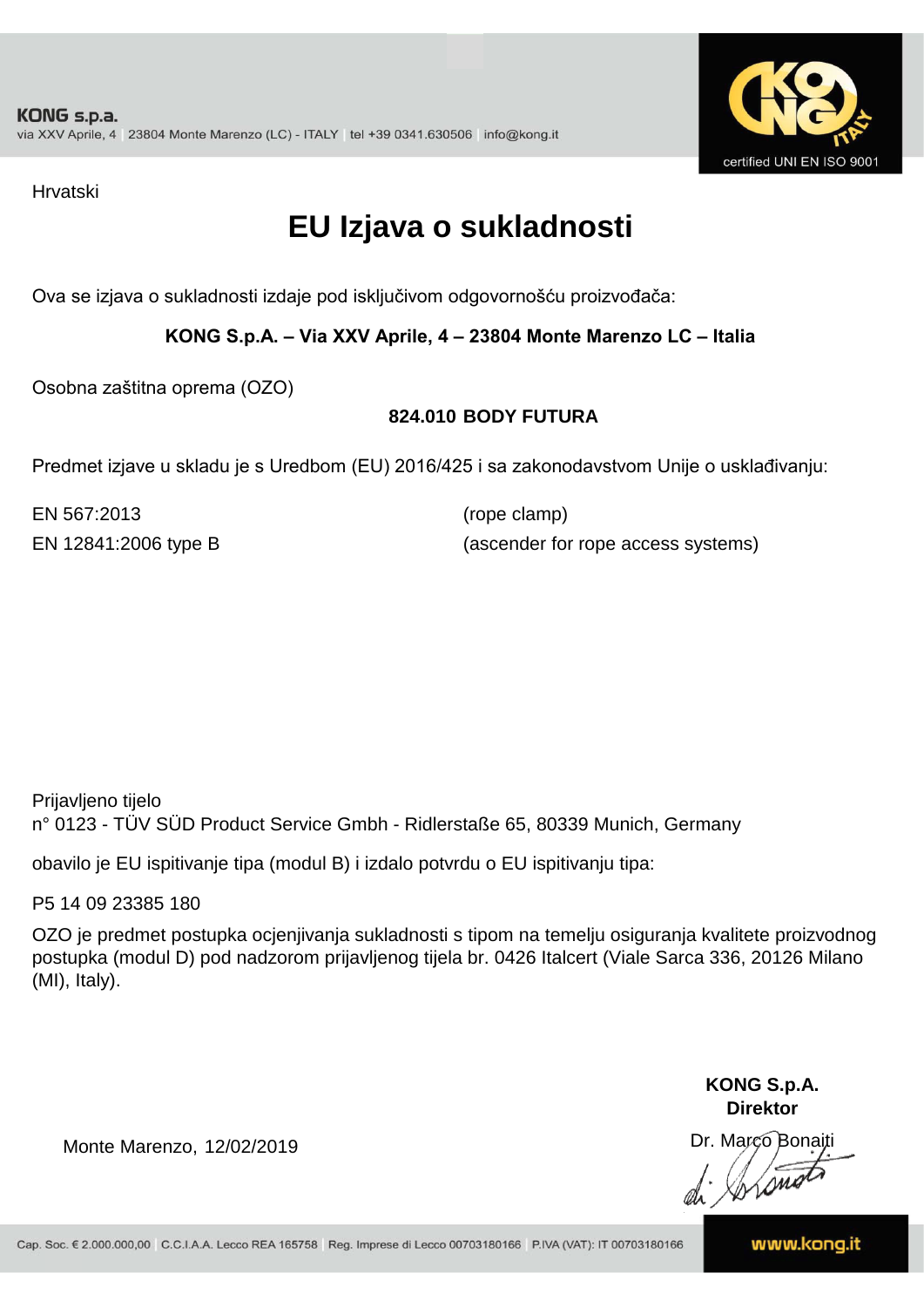KONG s.p.a.
via XXV Aprile, 4 | 23804 Monte Marenzo (LC) - ITALY | tel +39 0341.630506 | info@kong.it

certified UNI EN ISO 9001

Hrvatski

# EU Izjava o sukladnosti

Ova se izjava o sukladnosti izdaje pod isključivom odgovornošću proizvođača:

**KONG S.p.A. – Via XXV Aprile, 4 – 23804 Monte Marenzo LC – Italia**

Osobna zaštitna oprema (OZO)

**824.010 BODY FUTURA**

Predmet izjave u skladu je s Uredbom (EU) 2016/425 i sa zakonodavstvom Unije o usklađivanju:

| | |
|---|---|
| EN 567:2013 | (rope clamp) |
| EN 12841:2006 type B | (ascender for rope access systems) |

Prijavljeno tijelo
n° 0123 - TÜV SÜD Product Service Gmbh - Ridlerstaße 65, 80339 Munich, Germany

obavilo je EU ispitivanje tipa (modul B) i izdalo potvrdu o EU ispitivanju tipa:

P5 14 09 23385 180

OZO je predmet postupka ocjenjivanja sukladnosti s tipom na temelju osiguranja kvalitete proizvodnog postupka (modul D) pod nadzorom prijavljenog tijela br. 0426 Italcert (Viale Sarca 336, 20126 Milano (MI), Italy).

Monte Marenzo, 12/02/2019

**KONG S.p.A.**
**Direktor**
Dr. Marco Bonaiti

Cap. Soc. € 2.000.000,00 | C.C.I.A.A. Lecco REA 165758 | Reg. Imprese di Lecco 00703180166 | P.IVA (VAT): IT 00703180166

www.kong.it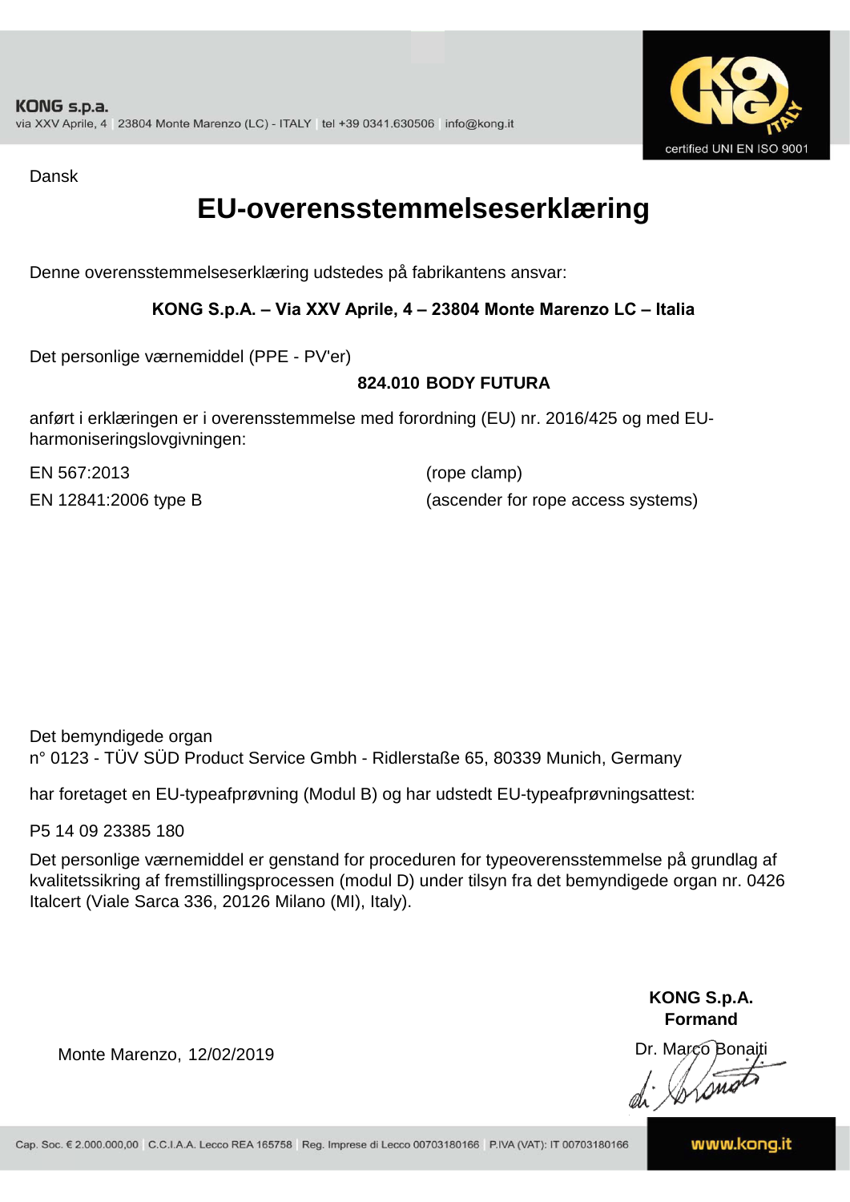KONG s.p.a.
via XXV Aprile, 4 | 23804 Monte Marenzo (LC) - ITALY | tel +39 0341.630506 | info@kong.it

certified UNI EN ISO 9001

Dansk

# EU-overensstemmelseserklæring

Denne overensstemmelseserklæring udstedes på fabrikantens ansvar:

**KONG S.p.A. – Via XXV Aprile, 4 – 23804 Monte Marenzo LC – Italia**

Det personlige værnemiddel (PPE - PV'er)

**824.010 BODY FUTURA**

anført i erklæringen er i overensstemmelse med forordning (EU) nr. 2016/425 og med EU-harmoniseringslovgivningen:

| | |
|---|---|
| EN 567:2013 | (rope clamp) |
| EN 12841:2006 type B | (ascender for rope access systems) |

Det bemyndigede organ
n° 0123 - TÜV SÜD Product Service Gmbh - Ridlerstaße 65, 80339 Munich, Germany

har foretaget en EU-typeafprøvning (Modul B) og har udstedt EU-typeafprøvningsattest:

P5 14 09 23385 180

Det personlige værnemiddel er genstand for proceduren for typeoverensstemmelse på grundlag af kvalitetssikring af fremstillingsprocessen (modul D) under tilsyn fra det bemyndigede organ nr. 0426 Italcert (Viale Sarca 336, 20126 Milano (MI), Italy).

Monte Marenzo, 12/02/2019

**KONG S.p.A.**
**Formand**
Dr. Marco Bonaiti

Cap. Soc. € 2.000.000,00 | C.C.I.A.A. Lecco REA 165758 | Reg. Imprese di Lecco 00703180166 | P.IVA (VAT): IT 00703180166 | www.kong.it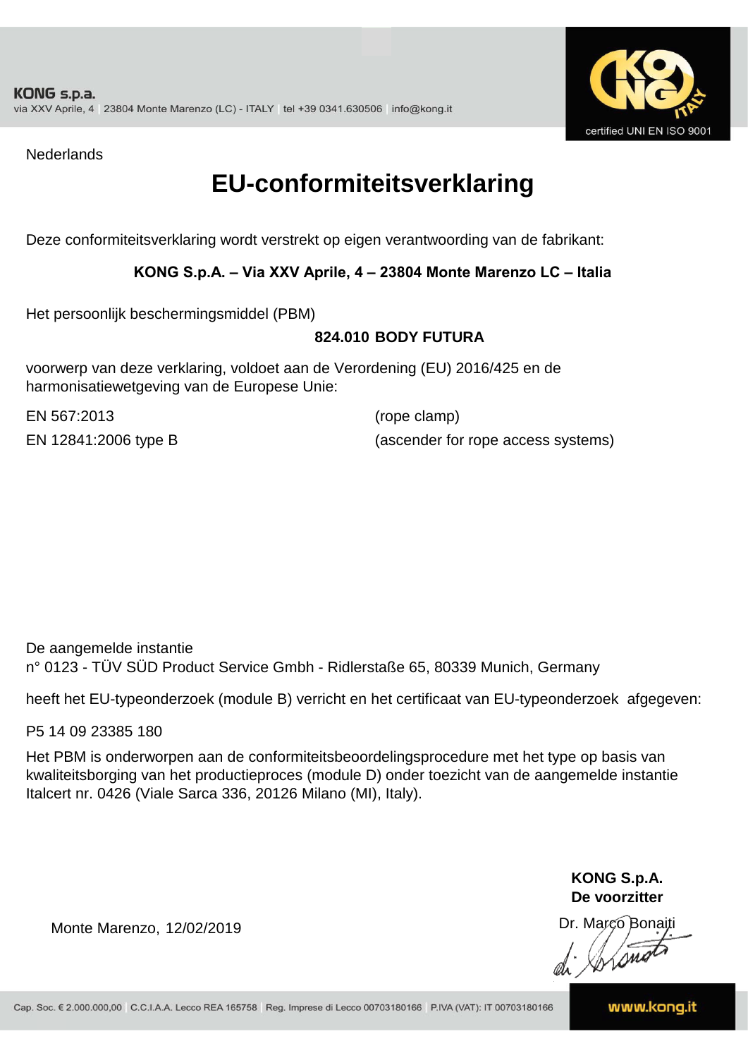KONG s.p.a.
via XXV Aprile, 4 | 23804 Monte Marenzo (LC) - ITALY | tel +39 0341.630506 | info@kong.it

certified UNI EN ISO 9001

Nederlands

# EU-conformiteitsverklaring

Deze conformiteitsverklaring wordt verstrekt op eigen verantwoording van de fabrikant:

**KONG S.p.A. – Via XXV Aprile, 4 – 23804 Monte Marenzo LC – Italia**

Het persoonlijk beschermingsmiddel (PBM)

**824.010 BODY FUTURA**

voorwerp van deze verklaring, voldoet aan de Verordening (EU) 2016/425 en de harmonisatiewetgeving van de Europese Unie:

| | |
|---|---|
| EN 567:2013 | (rope clamp) |
| EN 12841:2006 type B | (ascender for rope access systems) |

De aangemelde instantie
n° 0123 - TÜV SÜD Product Service Gmbh - Ridlerstaße 65, 80339 Munich, Germany

heeft het EU-typeonderzoek (module B) verricht en het certificaat van EU-typeonderzoek afgegeven:

P5 14 09 23385 180

Het PBM is onderworpen aan de conformiteitsbeoordelingsprocedure met het type op basis van kwaliteitsborging van het productieproces (module D) onder toezicht van de aangemelde instantie Italcert nr. 0426 (Viale Sarca 336, 20126 Milano (MI), Italy).

**KONG S.p.A.**
**De voorzitter**
Dr. Marco Bonaiti

Monte Marenzo, 12/02/2019

Cap. Soc. € 2.000.000,00 | C.C.I.A.A. Lecco REA 165758 | Reg. Imprese di Lecco 00703180166 | P.IVA (VAT): IT 00703180166

www.kong.it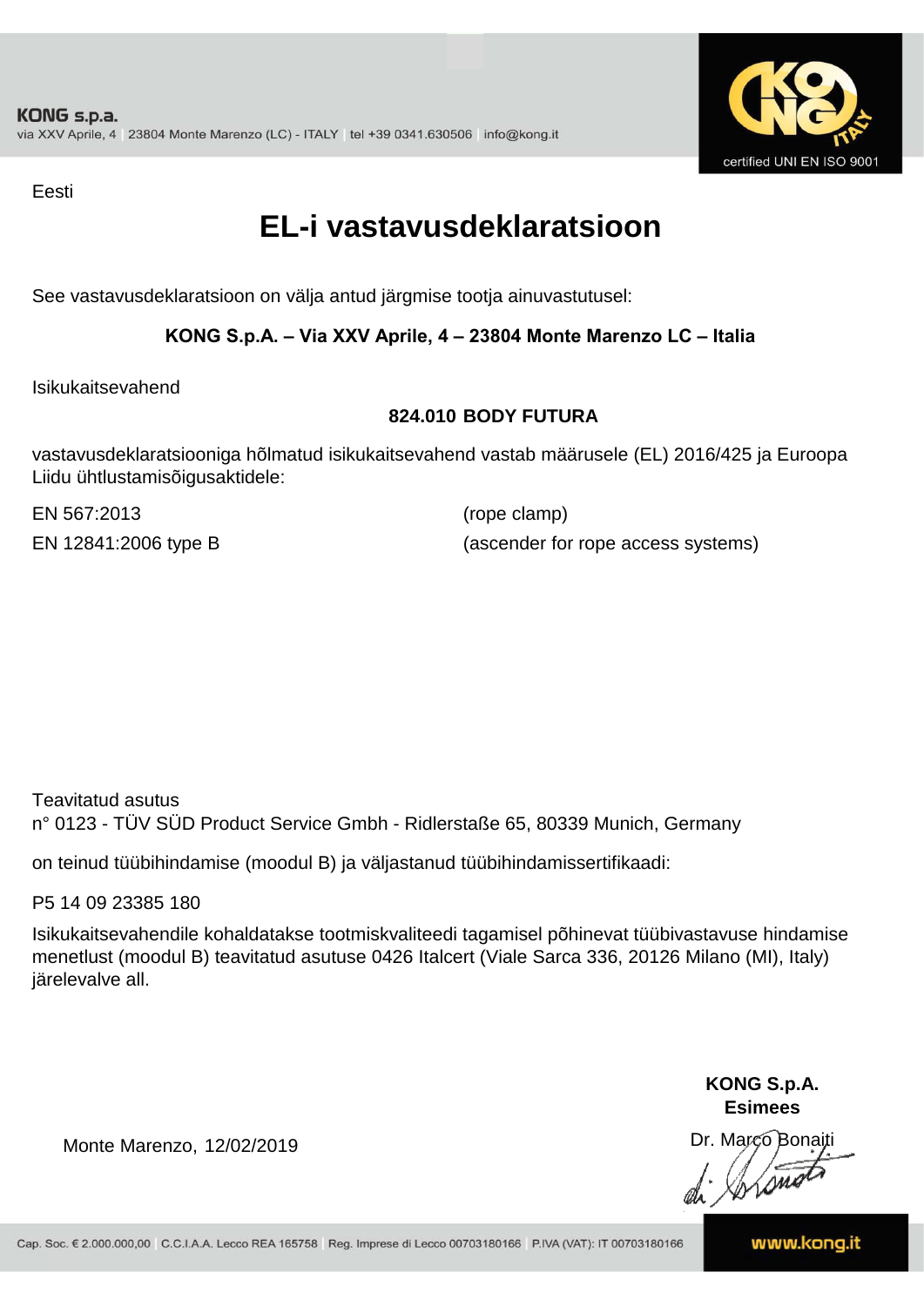KONG s.p.a.
via XXV Aprile, 4 | 23804 Monte Marenzo (LC) - ITALY | tel +39 0341.630506 | info@kong.it

certified UNI EN ISO 9001

Eesti

# EL-i vastavusdeklaratsioon

See vastavusdeklaratsioon on välja antud järgmise tootja ainuvastutusel:

**KONG S.p.A. – Via XXV Aprile, 4 – 23804 Monte Marenzo LC – Italia**

Isikukaitsevahend

**824.010 BODY FUTURA**

vastavusdeklaratsiooniga hõlmatud isikukaitsevahend vastab määrusele (EL) 2016/425 ja Euroopa Liidu ühtlustamisõigusaktidele:

| | |
|---|---|
| EN 567:2013 | (rope clamp) |
| EN 12841:2006 type B | (ascender for rope access systems) |

Teavitatud asutus
n° 0123 - TÜV SÜD Product Service Gmbh - Ridlerstaße 65, 80339 Munich, Germany

on teinud tüübihindamise (moodul B) ja väljastanud tüübihindamissertifikaadi:

P5 14 09 23385 180

Isikukaitsevahendile kohaldatakse tootmiskvaliteedi tagamisel põhinevat tüübivastavuse hindamise menetlust (moodul B) teavitatud asutuse 0426 Italcert (Viale Sarca 336, 20126 Milano (MI), Italy) järelevalve all.

Monte Marenzo, 12/02/2019

**KONG S.p.A.**
**Esimees**
Dr. Marco Bonaiti

Cap. Soc. € 2.000.000,00 | C.C.I.A.A. Lecco REA 165758 | Reg. Imprese di Lecco 00703180166 | P.IVA (VAT): IT 00703180166

www.kong.it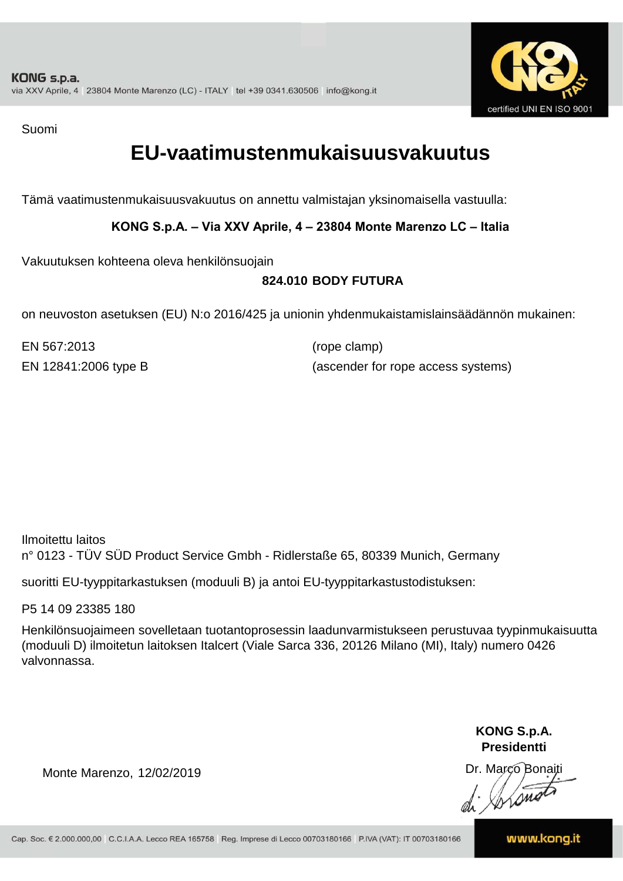KONG s.p.a.
via XXV Aprile, 4 | 23804 Monte Marenzo (LC) - ITALY | tel +39 0341.630506 | info@kong.it

certified UNI EN ISO 9001

Suomi

# EU-vaatimustenmukaisuusvakuutus

Tämä vaatimustenmukaisuusvakuutus on annettu valmistajan yksinomaisella vastuulla:

**KONG S.p.A. – Via XXV Aprile, 4 – 23804 Monte Marenzo LC – Italia**

Vakuutuksen kohteena oleva henkilönsuojain

**824.010 BODY FUTURA**

on neuvoston asetuksen (EU) N:o 2016/425 ja unionin yhdenmukaistamislainsäädännön mukainen:

| | |
|---|---|
| EN 567:2013 | (rope clamp) |
| EN 12841:2006 type B | (ascender for rope access systems) |

Ilmoitettu laitos
n° 0123 - TÜV SÜD Product Service Gmbh - Ridlerstaße 65, 80339 Munich, Germany

suoritti EU-tyyppitarkastuksen (moduuli B) ja antoi EU-tyyppitarkastustodistuksen:

P5 14 09 23385 180

Henkilönsuojaimeen sovelletaan tuotantoprosessin laadunvarmistukseen perustuvaa tyypinmukaisuutta (moduuli D) ilmoitetun laitoksen Italcert (Viale Sarca 336, 20126 Milano (MI), Italy) numero 0426 valvonnassa.

Monte Marenzo, 12/02/2019

**KONG S.p.A.**
**Presidentti**
Dr. Marco Bonaiti

Cap. Soc. € 2.000.000,00 | C.C.I.A.A. Lecco REA 165758 | Reg. Imprese di Lecco 00703180166 | P.IVA (VAT): IT 00703180166

www.kong.it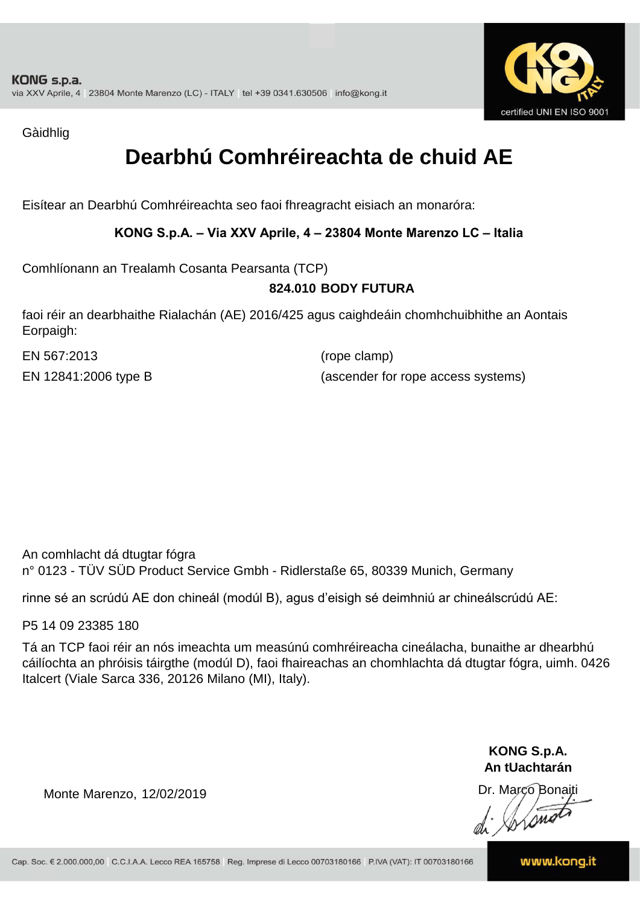KONG s.p.a.
via XXV Aprile, 4 | 23804 Monte Marenzo (LC) - ITALY | tel +39 0341.630506 | info@kong.it

certified UNI EN ISO 9001

Gàidhlig

# Dearbhú Comhréireachta de chuid AE

Eisítear an Dearbhú Comhréireachta seo faoi fhreagracht eisiach an monaróra:

**KONG S.p.A. – Via XXV Aprile, 4 – 23804 Monte Marenzo LC – Italia**

Comhlíonann an Trealamh Cosanta Pearsanta (TCP)

**824.010 BODY FUTURA**

faoi réir an dearbhaithe Rialachán (AE) 2016/425 agus caighdeáin chomhchuibhithe an Aontais Eorpaigh:

EN 567:2013 (rope clamp)

EN 12841:2006 type B (ascender for rope access systems)

An comhlacht dá dtugtar fógra
n° 0123 - TÜV SÜD Product Service Gmbh - Ridlerstaße 65, 80339 Munich, Germany

rinne sé an scrúdú AE don chineál (modúl B), agus d'eisigh sé deimhniú ar chineálscrúdú AE:

P5 14 09 23385 180

Tá an TCP faoi réir an nós imeachta um measúnú comhréireacha cineálacha, bunaithe ar dhearbhú cáilíochta an phróisis táirgthe (modúl D), faoi fhaireachas an chomhlachta dá dtugtar fógra, uimh. 0426 Italcert (Viale Sarca 336, 20126 Milano (MI), Italy).

Monte Marenzo, 12/02/2019

**KONG S.p.A.**
**An tUachtarán**
Dr. Marco Bonaiti

Cap. Soc. € 2.000.000,00 | C.C.I.A.A. Lecco REA 165758 | Reg. Imprese di Lecco 00703180166 | P.IVA (VAT): IT 00703180166

www.kong.it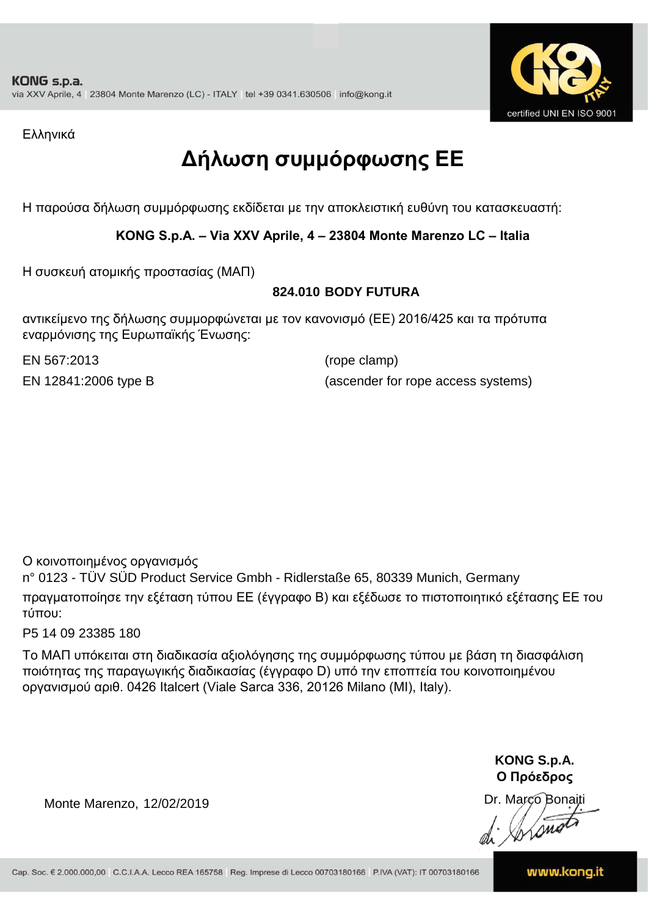KONG s.p.a.
via XXV Aprile, 4 | 23804 Monte Marenzo (LC) - ITALY | tel +39 0341.630506 | info@kong.it

certified UNI EN ISO 9001

Ελληνικά

# Δήλωση συμμόρφωσης ΕΕ

Η παρούσα δήλωση συμμόρφωσης εκδίδεται με την αποκλειστική ευθύνη του κατασκευαστή:

**KONG S.p.A. – Via XXV Aprile, 4 – 23804 Monte Marenzo LC – Italia**

Η συσκευή ατομικής προστασίας (ΜΑΠ)

**824.010 BODY FUTURA**

αντικείμενο της δήλωσης συμμορφώνεται με τον κανονισμό (ΕΕ) 2016/425 και τα πρότυπα εναρμόνισης της Ευρωπαϊκής Ένωσης:

| | |
|---|---|
| EN 567:2013 | (rope clamp) |
| EN 12841:2006 type B | (ascender for rope access systems) |

Ο κοινοποιημένος οργανισμός
n° 0123 - TÜV SÜD Product Service Gmbh - Ridlerstaße 65, 80339 Munich, Germany
πραγματοποίησε την εξέταση τύπου ΕΕ (έγγραφο B) και εξέδωσε το πιστοποιητικό εξέτασης ΕΕ του τύπου:
P5 14 09 23385 180

Το ΜΑΠ υπόκειται στη διαδικασία αξιολόγησης της συμμόρφωσης τύπου με βάση τη διασφάλιση ποιότητας της παραγωγικής διαδικασίας (έγγραφο D) υπό την εποπτεία του κοινοποιημένου οργανισμού αριθ. 0426 Italcert (Viale Sarca 336, 20126 Milano (MI), Italy).

Monte Marenzo, 12/02/2019

**KONG S.p.A.**
**Ο Πρόεδρος**
Dr. Marco Bonaiti

Cap. Soc. € 2.000.000,00 | C.C.I.A.A. Lecco REA 165758 | Reg. Imprese di Lecco 00703180166 | P.IVA (VAT): IT 00703180166

www.kong.it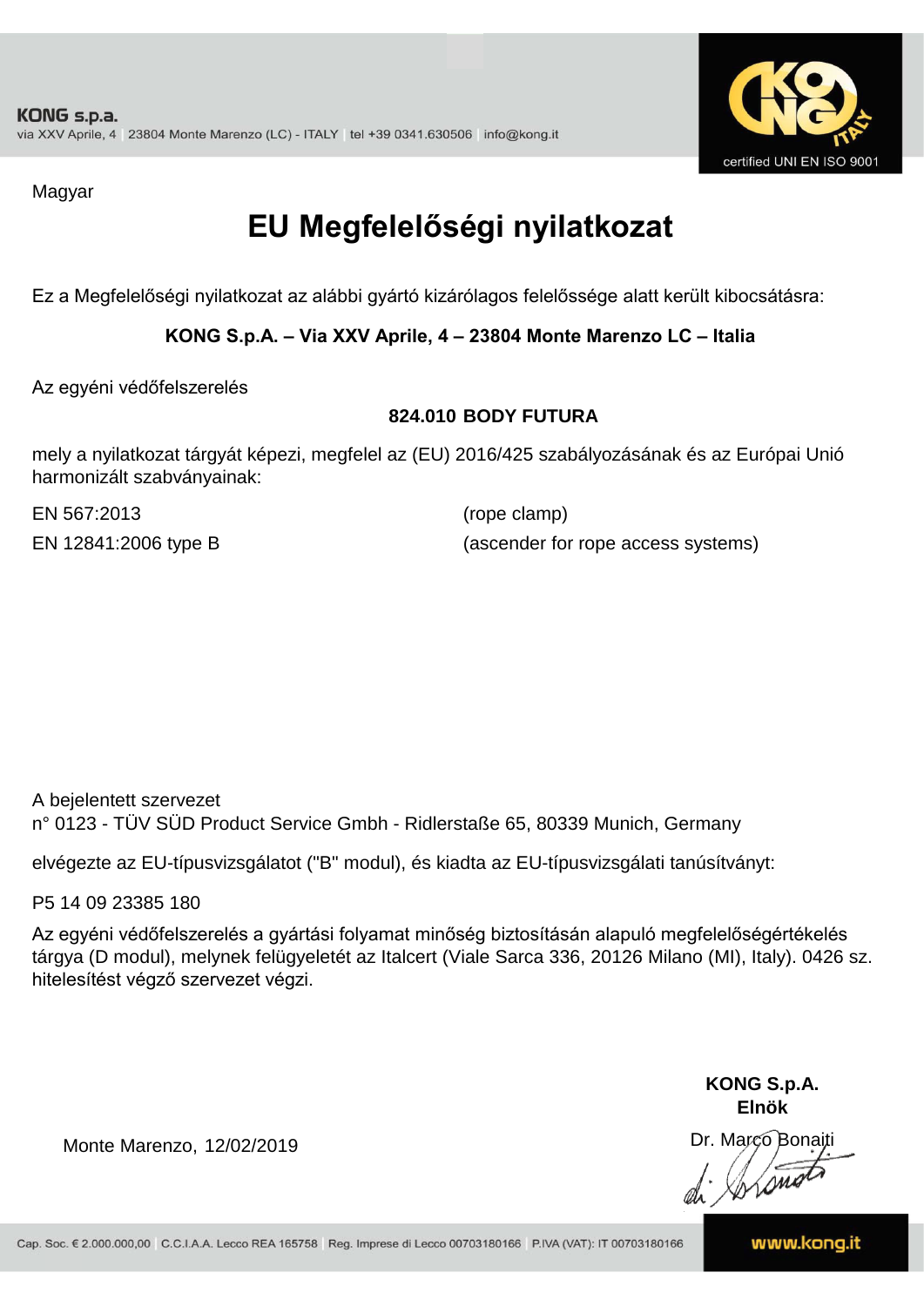KONG s.p.a.
via XXV Aprile, 4 | 23804 Monte Marenzo (LC) - ITALY | tel +39 0341.630506 | info@kong.it

certified UNI EN ISO 9001

Magyar

# EU Megfelelőségi nyilatkozat

Ez a Megfelelőségi nyilatkozat az alábbi gyártó kizárólagos felelőssége alatt került kibocsátásra:

**KONG S.p.A. – Via XXV Aprile, 4 – 23804 Monte Marenzo LC – Italia**

Az egyéni védőfelszerelés

**824.010 BODY FUTURA**

mely a nyilatkozat tárgyát képezi, megfelel az (EU) 2016/425 szabályozásának és az Európai Unió harmonizált szabványainak:

EN 567:2013 (rope clamp)

EN 12841:2006 type B (ascender for rope access systems)

A bejelentett szervezet
n° 0123 - TÜV SÜD Product Service Gmbh - Ridlerstaße 65, 80339 Munich, Germany

elvégezte az EU-típusvizsgálatot ("B" modul), és kiadta az EU-típusvizsgálati tanúsítványt:

P5 14 09 23385 180

Az egyéni védőfelszerelés a gyártási folyamat minőség biztosításán alapuló megfelelőségértékelés tárgya (D modul), melynek felügyeletét az Italcert (Viale Sarca 336, 20126 Milano (MI), Italy). 0426 sz. hitelesítést végző szervezet végzi.

Monte Marenzo, 12/02/2019

**KONG S.p.A.**
**Elnök**
Dr. Marco Bonaiti

Cap. Soc. € 2.000.000,00 | C.C.I.A.A. Lecco REA 165758 | Reg. Imprese di Lecco 00703180166 | P.IVA (VAT): IT 00703180166

www.kong.it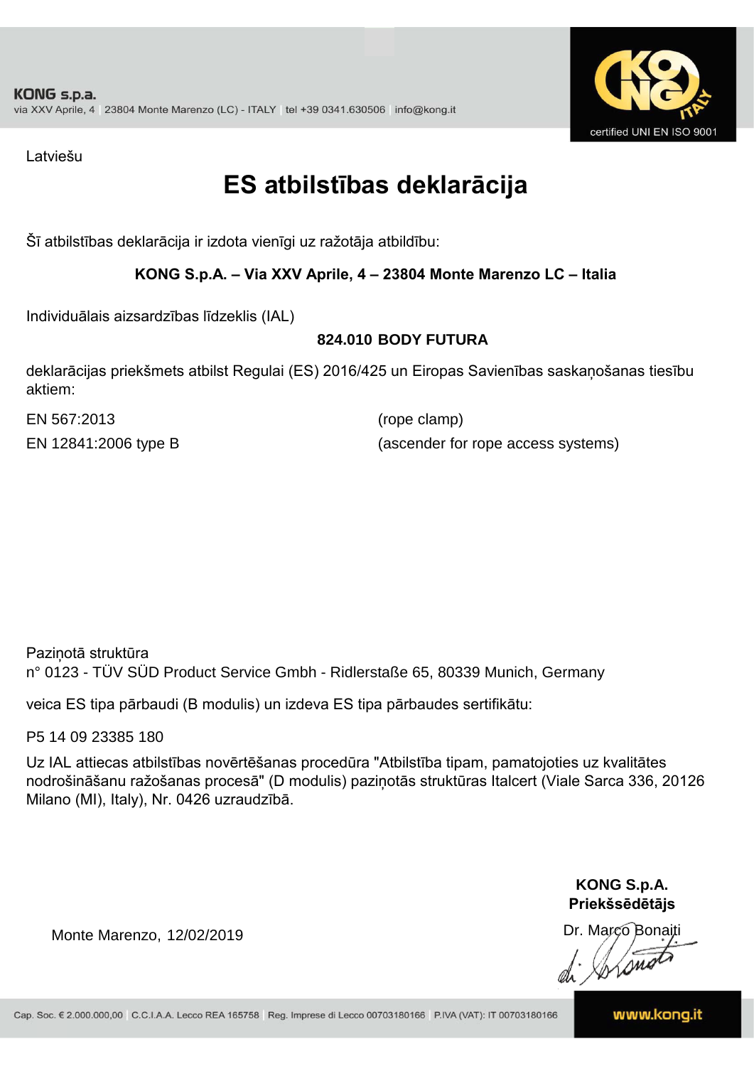KONG s.p.a.
via XXV Aprile, 4 | 23804 Monte Marenzo (LC) - ITALY | tel +39 0341.630506 | info@kong.it

certified UNI EN ISO 9001

Latviešu

# ES atbilstības deklarācija

Šī atbilstības deklarācija ir izdota vienīgi uz ražotāja atbildību:

**KONG S.p.A. – Via XXV Aprile, 4 – 23804 Monte Marenzo LC – Italia**

Individuālais aizsardzības līdzeklis (IAL)

**824.010 BODY FUTURA**

deklarācijas priekšmets atbilst Regulai (ES) 2016/425 un Eiropas Savienības saskaņošanas tiesību aktiem:

| | |
|---|---|
| EN 567:2013 | (rope clamp) |
| EN 12841:2006 type B | (ascender for rope access systems) |

Paziņotā struktūra
n° 0123 - TÜV SÜD Product Service Gmbh - Ridlerstaße 65, 80339 Munich, Germany

veica ES tipa pārbaudi (B modulis) un izdeva ES tipa pārbaudes sertifikātu:

P5 14 09 23385 180

Uz IAL attiecas atbilstības novērtēšanas procedūra "Atbilstība tipam, pamatojoties uz kvalitātes nodrošināšanu ražošanas procesā" (D modulis) paziņotās struktūras Italcert (Viale Sarca 336, 20126 Milano (MI), Italy), Nr. 0426 uzraudzībā.

Monte Marenzo, 12/02/2019

**KONG S.p.A.**
**Priekšsēdētājs**
Dr. Marco Bonaiti

Cap. Soc. € 2.000.000,00 | C.C.I.A.A. Lecco REA 165758 | Reg. Imprese di Lecco 00703180166 | P.IVA (VAT): IT 00703180166

www.kong.it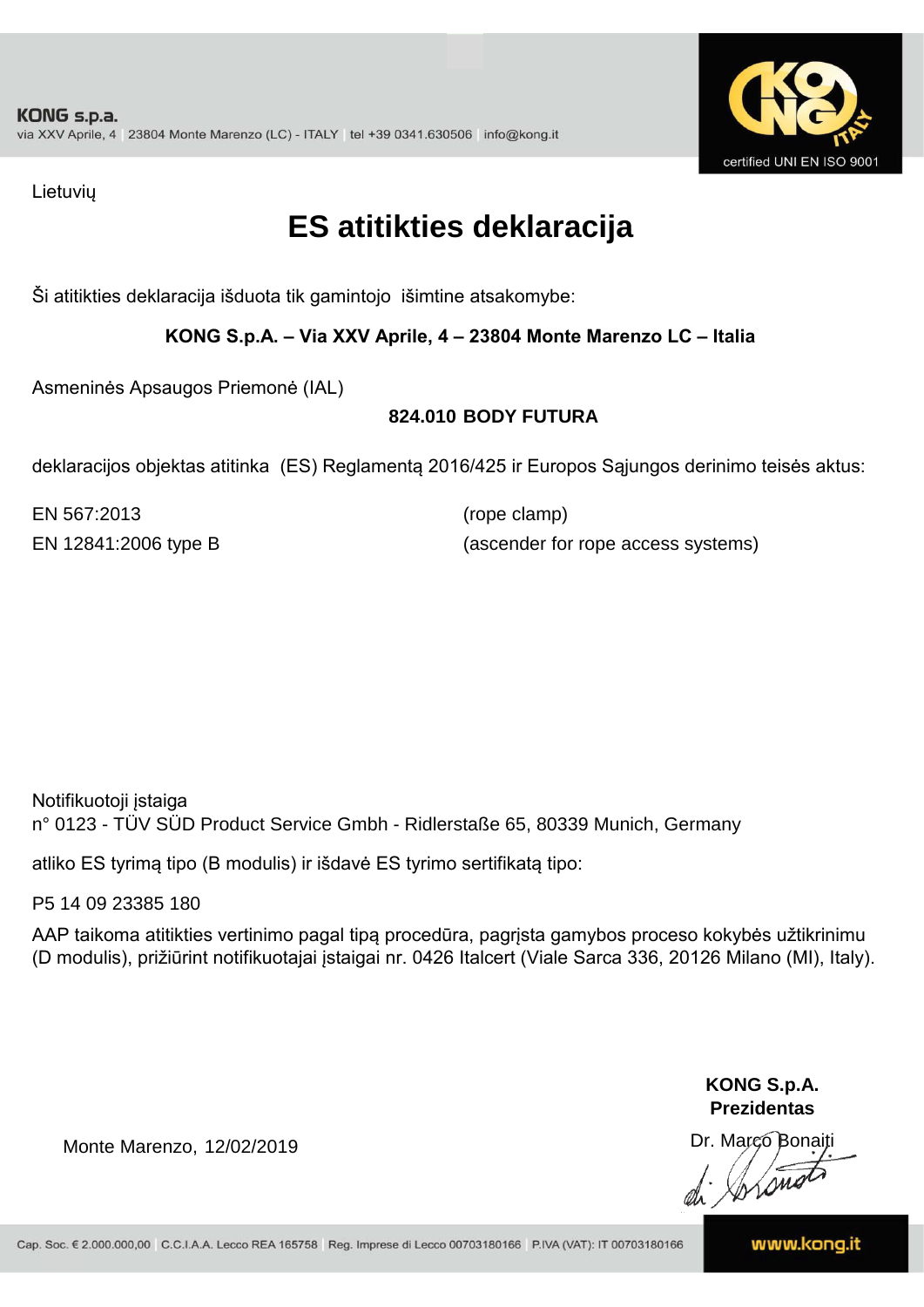KONG s.p.a.
via XXV Aprile, 4 | 23804 Monte Marenzo (LC) - ITALY | tel +39 0341.630506 | info@kong.it

certified UNI EN ISO 9001

Lietuvių

# ES atitikties deklaracija

Ši atitikties deklaracija išduota tik gamintojo išimtine atsakomybe:

**KONG S.p.A. – Via XXV Aprile, 4 – 23804 Monte Marenzo LC – Italia**

Asmeninės Apsaugos Priemonė (IAL)

**824.010 BODY FUTURA**

deklaracijos objektas atitinka (ES) Reglamentą 2016/425 ir Europos Sąjungos derinimo teisės aktus:

| | |
|---|---|
| EN 567:2013 | (rope clamp) |
| EN 12841:2006 type B | (ascender for rope access systems) |

Notifikuotoji įstaiga
n° 0123 - TÜV SÜD Product Service Gmbh - Ridlerstaße 65, 80339 Munich, Germany

atliko ES tyrimą tipo (B modulis) ir išdavė ES tyrimo sertifikatą tipo:

P5 14 09 23385 180

AAP taikoma atitikties vertinimo pagal tipą procedūra, pagrįsta gamybos proceso kokybės užtikrinimu (D modulis), prižiūrint notifikuotajai įstaigai nr. 0426 Italcert (Viale Sarca 336, 20126 Milano (MI), Italy).

Monte Marenzo, 12/02/2019

**KONG S.p.A.**
**Prezidentas**
Dr. Marco Bonaiti

Cap. Soc. € 2.000.000,00 | C.C.I.A.A. Lecco REA 165758 | Reg. Imprese di Lecco 00703180166 | P.IVA (VAT): IT 00703180166

www.kong.it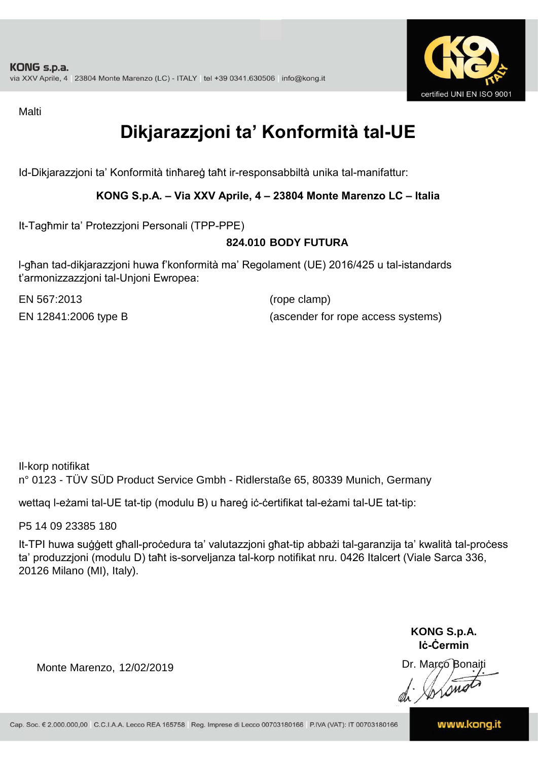Malti

# Dikjarazzjoni ta’ Konformità tal-UE

Id-Dikjarazzjoni ta’ Konformità tinħareġ taħt ir-responsabbiltà unika tal-manifattur:

**KONG S.p.A. – Via XXV Aprile, 4 – 23804 Monte Marenzo LC – Italia**

It-Tagħmir ta’ Protezzjoni Personali (TPP-PPE)

**824.010 BODY FUTURA**

l-għan tad-dikjarazzjoni huwa f’konformità ma’ Regolament (UE) 2016/425 u tal-istandards t’armonizzazzjoni tal-Unjoni Ewropea:

| | |
|---|---|
| EN 567:2013 | (rope clamp) |
| EN 12841:2006 type B | (ascender for rope access systems) |

Il-korp notifikat
n° 0123 - TÜV SÜD Product Service Gmbh - Ridlerstaße 65, 80339 Munich, Germany

wettaq l-eżami tal-UE tat-tip (modulu B) u ħareġ iċ-ċertifikat tal-eżami tal-UE tat-tip:

P5 14 09 23385 180

It-TPI huwa suġġett għall-proċedura ta’ valutazzjoni għat-tip abbażi tal-garanzija ta’ kwalità tal-proċess ta’ produzzjoni (modulu D) taħt is-sorveljanza tal-korp notifikat nru. 0426 Italcert (Viale Sarca 336, 20126 Milano (MI), Italy).

Monte Marenzo, 12/02/2019

**KONG S.p.A.**
**Iċ-Ċermin**
Dr. Marco Bonaiti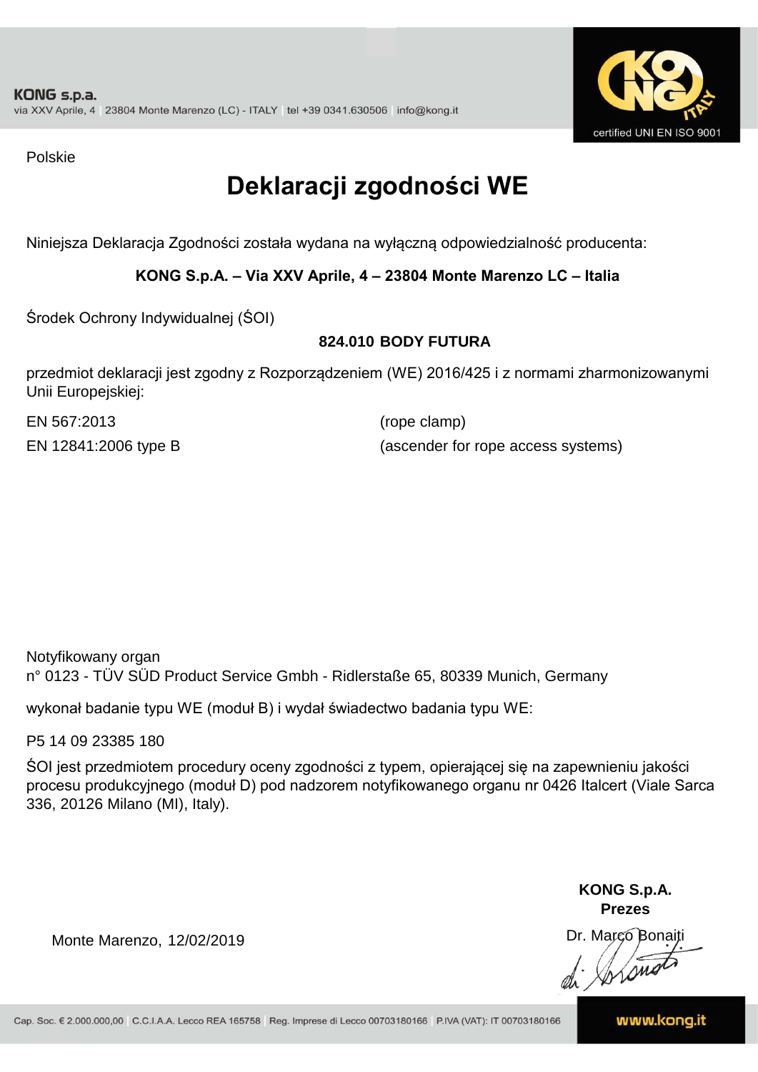Polskie

# Deklaracji zgodności WE

Niniejsza Deklaracja Zgodności została wydana na wyłączną odpowiedzialność producenta:

**KONG S.p.A. – Via XXV Aprile, 4 – 23804 Monte Marenzo LC – Italia**

Środek Ochrony Indywidualnej (ŚOI)

**824.010 BODY FUTURA**

przedmiot deklaracji jest zgodny z Rozporządzeniem (WE) 2016/425 i z normami zharmonizowanymi Unii Europejskiej:

EN 567:2013 (rope clamp)

EN 12841:2006 type B (ascender for rope access systems)

Notyfikowany organ
n° 0123 - TÜV SÜD Product Service Gmbh - Ridlerstaße 65, 80339 Munich, Germany

wykonał badanie typu WE (moduł B) i wydał świadectwo badania typu WE:

P5 14 09 23385 180

ŚOI jest przedmiotem procedury oceny zgodności z typem, opierającej się na zapewnieniu jakości procesu produkcyjnego (moduł D) pod nadzorem notyfikowanego organu nr 0426 Italcert (Viale Sarca 336, 20126 Milano (MI), Italy).

Monte Marenzo, 12/02/2019

**KONG S.p.A.**
**Prezes**

Dr. Marco Bonaiti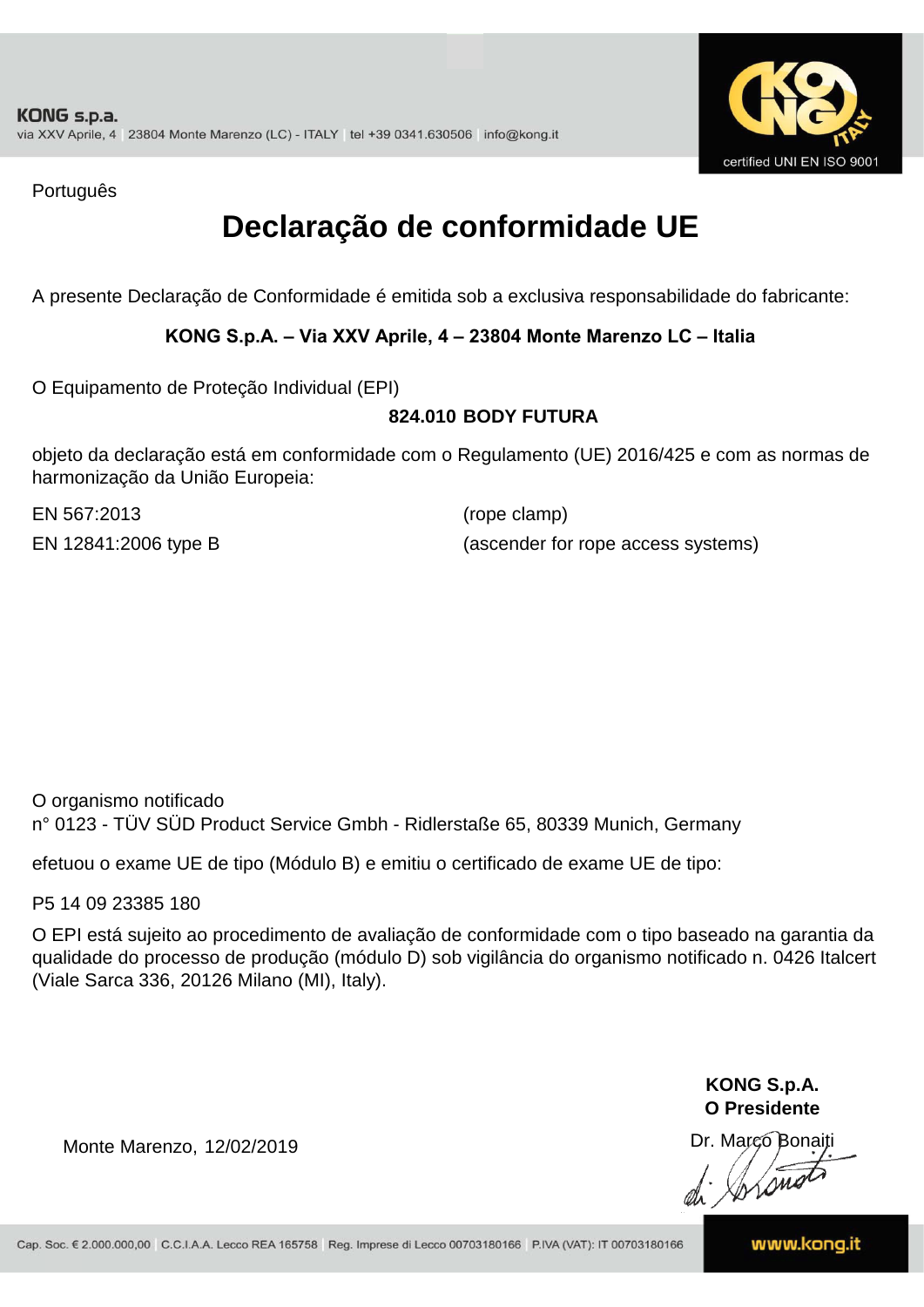Português

# Declaração de conformidade UE

A presente Declaração de Conformidade é emitida sob a exclusiva responsabilidade do fabricante:

**KONG S.p.A. – Via XXV Aprile, 4 – 23804 Monte Marenzo LC – Italia**

O Equipamento de Proteção Individual (EPI)

**824.010 BODY FUTURA**

objeto da declaração está em conformidade com o Regulamento (UE) 2016/425 e com as normas de harmonização da União Europeia:

| | |
|---|---|
| EN 567:2013 | (rope clamp) |
| EN 12841:2006 type B | (ascender for rope access systems) |

O organismo notificado
n° 0123 - TÜV SÜD Product Service Gmbh - Ridlerstaße 65, 80339 Munich, Germany

efetuou o exame UE de tipo (Módulo B) e emitiu o certificado de exame UE de tipo:

P5 14 09 23385 180

O EPI está sujeito ao procedimento de avaliação de conformidade com o tipo baseado na garantia da qualidade do processo de produção (módulo D) sob vigilância do organismo notificado n. 0426 Italcert (Viale Sarca 336, 20126 Milano (MI), Italy).

Monte Marenzo, 12/02/2019

**KONG S.p.A.**
**O Presidente**
Dr. Marco Bonaiti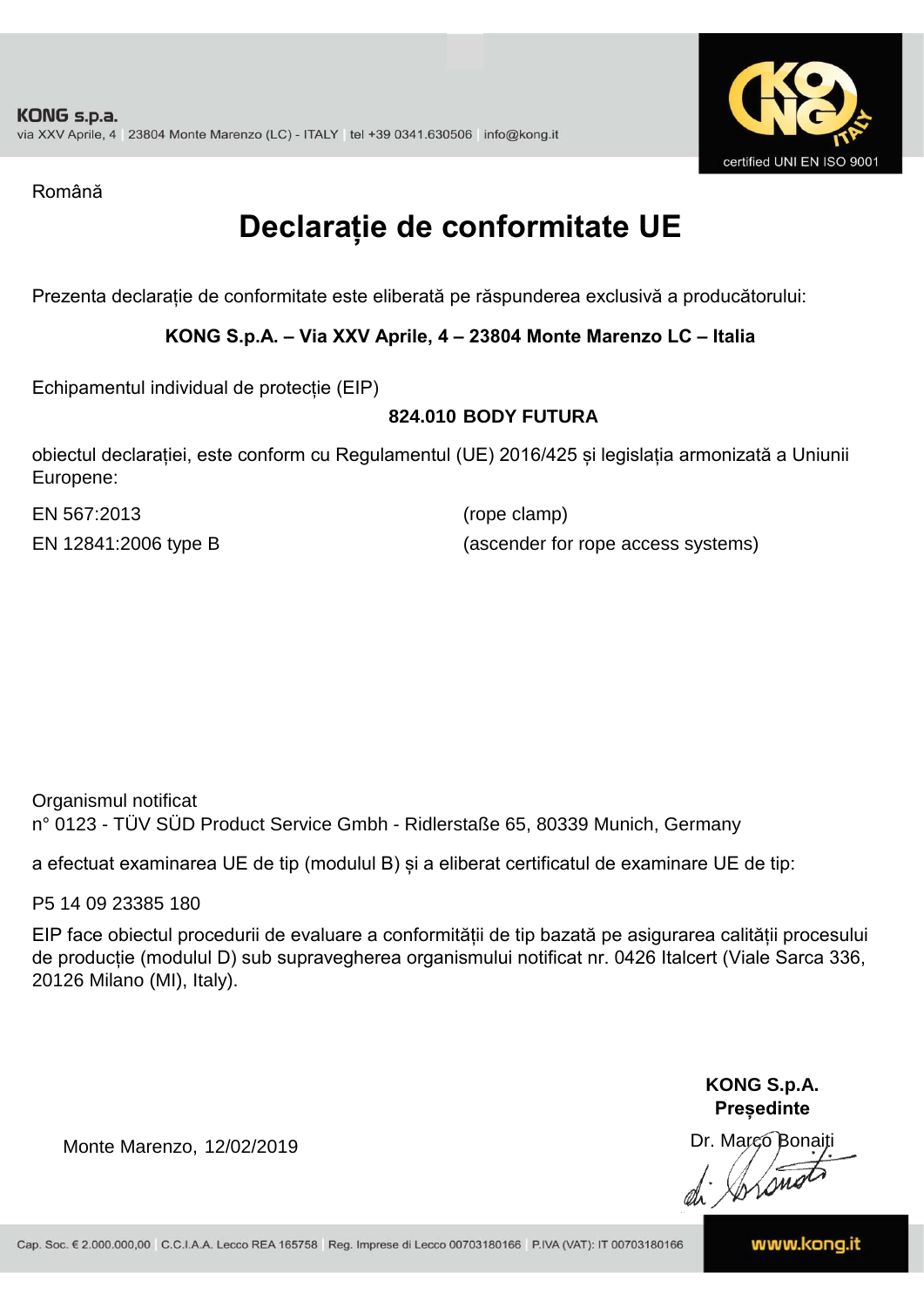Română

# Declarație de conformitate UE

Prezenta declarație de conformitate este eliberată pe răspunderea exclusivă a producătorului:

**KONG S.p.A. – Via XXV Aprile, 4 – 23804 Monte Marenzo LC – Italia**

Echipamentul individual de protecție (EIP)

**824.010 BODY FUTURA**

obiectul declarației, este conform cu Regulamentul (UE) 2016/425 și legislația armonizată a Uniunii Europene:

| | |
|---|---|
| EN 567:2013 | (rope clamp) |
| EN 12841:2006 type B | (ascender for rope access systems) |

Organismul notificat
n° 0123 - TÜV SÜD Product Service Gmbh - Ridlerstaße 65, 80339 Munich, Germany

a efectuat examinarea UE de tip (modulul B) și a eliberat certificatul de examinare UE de tip:

P5 14 09 23385 180

EIP face obiectul procedurii de evaluare a conformității de tip bazată pe asigurarea calității procesului de producție (modulul D) sub supravegherea organismului notificat nr. 0426 Italcert (Viale Sarca 336, 20126 Milano (MI), Italy).

Monte Marenzo, 12/02/2019

**KONG S.p.A.**
**Președinte**
Dr. Marco Bonaiti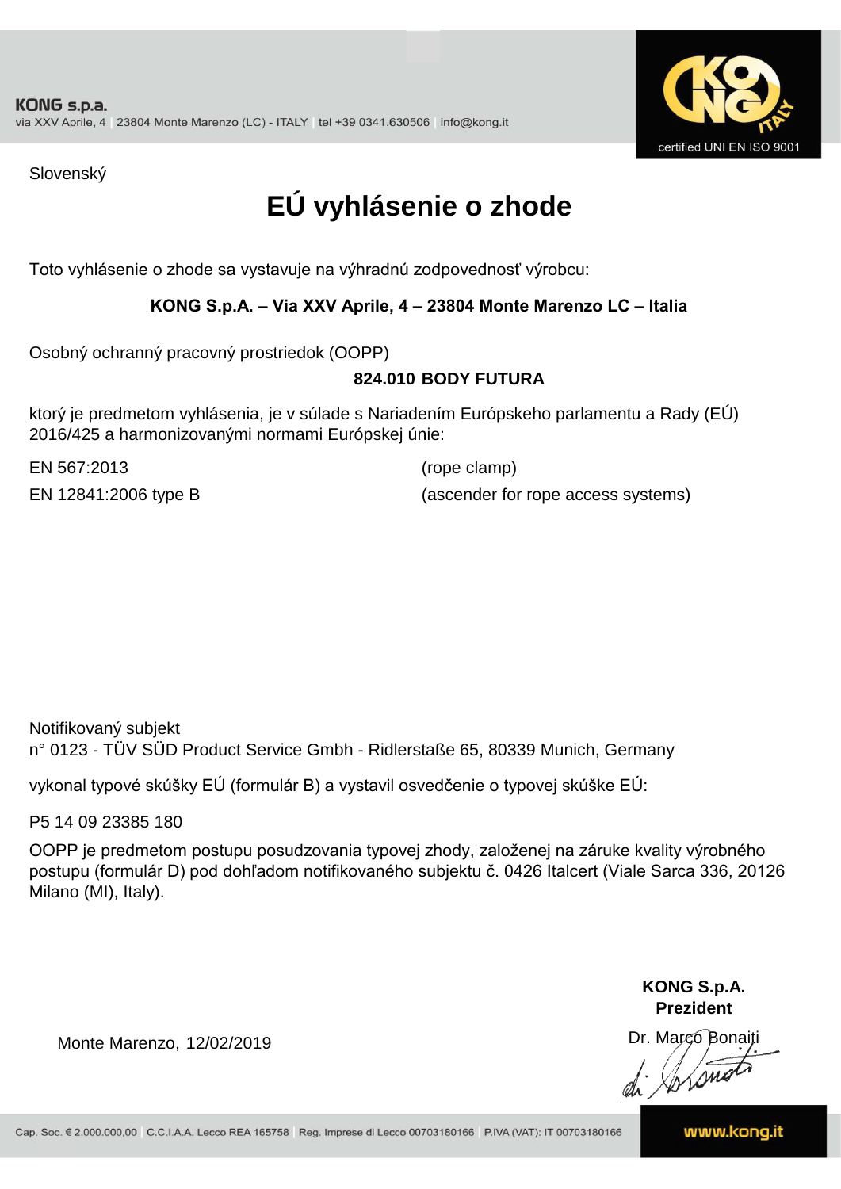Slovenský

# EÚ vyhlásenie o zhode

Toto vyhlásenie o zhode sa vystavuje na výhradnú zodpovednosť výrobcu:

**KONG S.p.A. – Via XXV Aprile, 4 – 23804 Monte Marenzo LC – Italia**

Osobný ochranný pracovný prostriedok (OOPP)

**824.010 BODY FUTURA**

ktorý je predmetom vyhlásenia, je v súlade s Nariadením Európskeho parlamentu a Rady (EÚ) 2016/425 a harmonizovanými normami Európskej únie:

| | |
|---|---|
| EN 567:2013 | (rope clamp) |
| EN 12841:2006 type B | (ascender for rope access systems) |

Notifikovaný subjekt
n° 0123 - TÜV SÜD Product Service Gmbh - Ridlerstaße 65, 80339 Munich, Germany

vykonal typové skúšky EÚ (formulár B) a vystavil osvedčenie o typovej skúške EÚ:

P5 14 09 23385 180

OOPP je predmetom postupu posudzovania typovej zhody, založenej na záruke kvality výrobného postupu (formulár D) pod dohľadom notifikovaného subjektu č. 0426 Italcert (Viale Sarca 336, 20126 Milano (MI), Italy).

Monte Marenzo, 12/02/2019

**KONG S.p.A.**
**Prezident**
Dr. Marco Bonaiti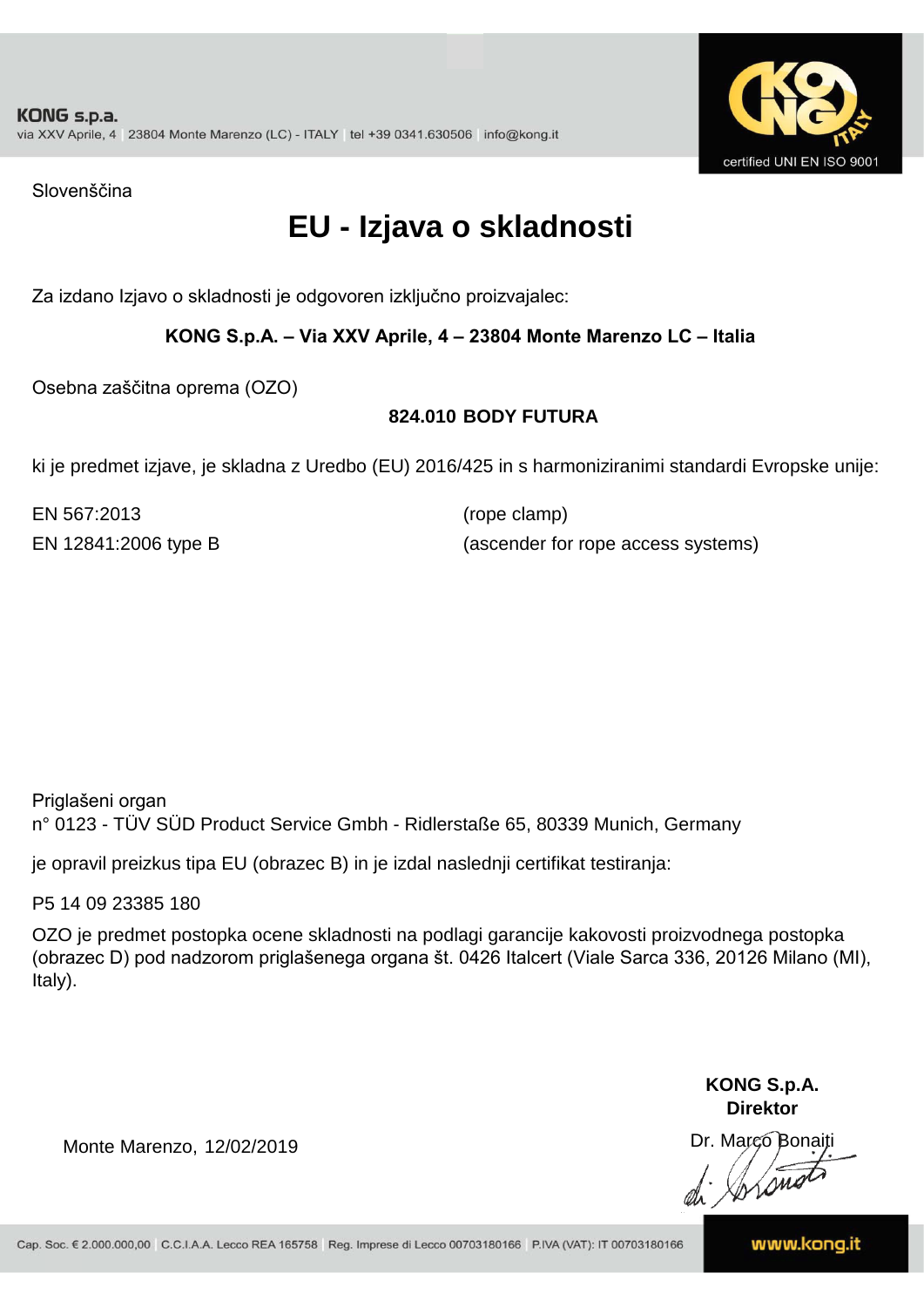Slovenščina

# EU - Izjava o skladnosti

Za izdano Izjavo o skladnosti je odgovoren izključno proizvajalec:

**KONG S.p.A. – Via XXV Aprile, 4 – 23804 Monte Marenzo LC – Italia**

Osebna zaščitna oprema (OZO)

**824.010 BODY FUTURA**

ki je predmet izjave, je skladna z Uredbo (EU) 2016/425 in s harmoniziranimi standardi Evropske unije:

| | |
|---|---|
| EN 567:2013 | (rope clamp) |
| EN 12841:2006 type B | (ascender for rope access systems) |

Priglašeni organ
n° 0123 - TÜV SÜD Product Service Gmbh - Ridlerstaße 65, 80339 Munich, Germany

je opravil preizkus tipa EU (obrazec B) in je izdal naslednji certifikat testiranja:

P5 14 09 23385 180

OZO je predmet postopka ocene skladnosti na podlagi garancije kakovosti proizvodnega postopka (obrazec D) pod nadzorom priglašenega organa št. 0426 Italcert (Viale Sarca 336, 20126 Milano (MI), Italy).

Monte Marenzo, 12/02/2019

**KONG S.p.A.**
**Direktor**
Dr. Marco Bonaiti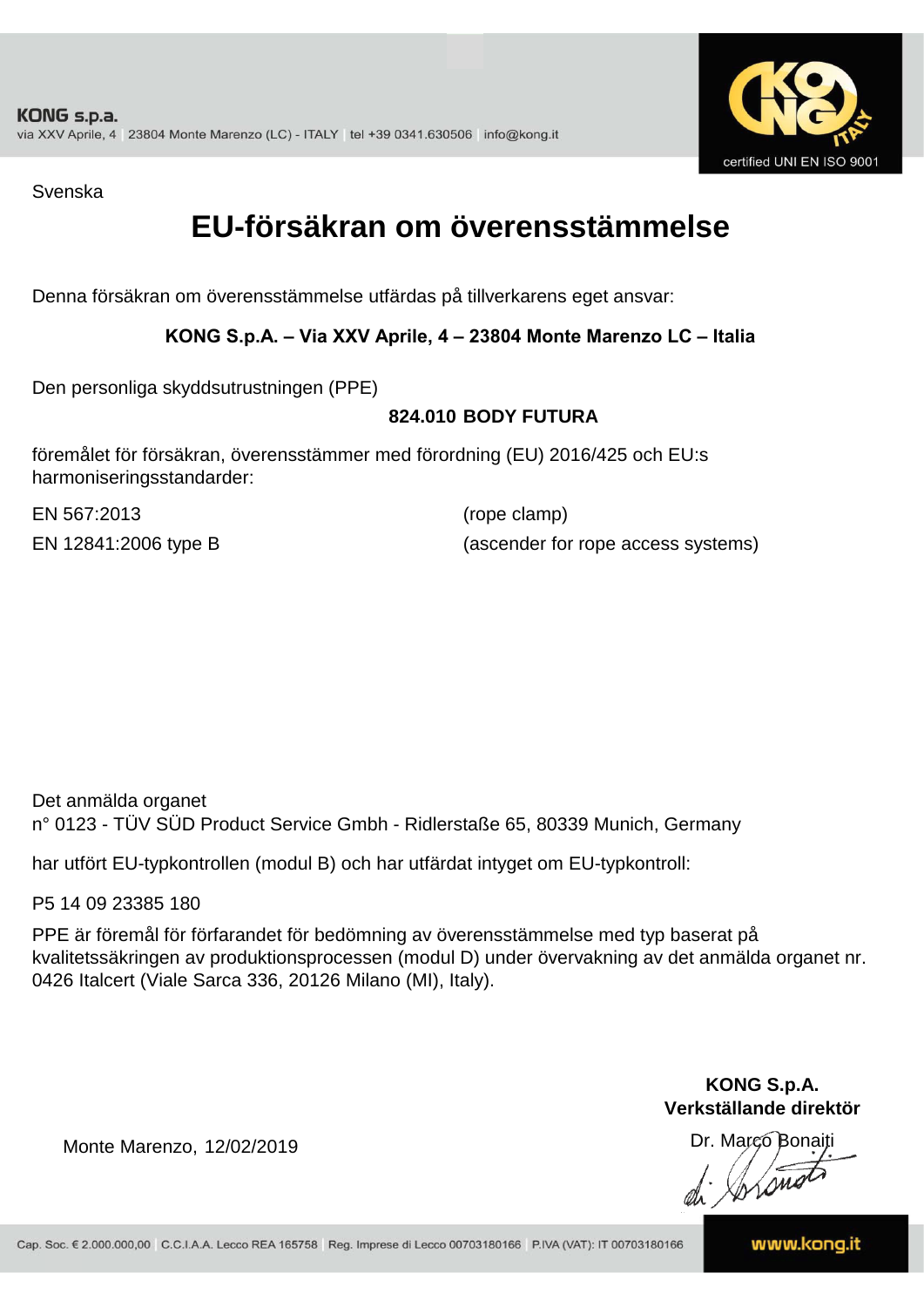Svenska

# EU-försäkran om överensstämmelse

Denna försäkran om överensstämmelse utfärdas på tillverkarens eget ansvar:

**KONG S.p.A. – Via XXV Aprile, 4 – 23804 Monte Marenzo LC – Italia**

Den personliga skyddsutrustningen (PPE)

**824.010 BODY FUTURA**

föremålet för försäkran, överensstämmer med förordning (EU) 2016/425 och EU:s harmoniseringsstandarder:

| | |
|---|---|
| EN 567:2013 | (rope clamp) |
| EN 12841:2006 type B | (ascender for rope access systems) |

Det anmälda organet
n° 0123 - TÜV SÜD Product Service Gmbh - Ridlerstaße 65, 80339 Munich, Germany

har utfört EU-typkontrollen (modul B) och har utfärdat intyget om EU-typkontroll:

P5 14 09 23385 180

PPE är föremål för förfarandet för bedömning av överensstämmelse med typ baserat på kvalitetssäkringen av produktionsprocessen (modul D) under övervakning av det anmälda organet nr. 0426 Italcert (Viale Sarca 336, 20126 Milano (MI), Italy).

Monte Marenzo, 12/02/2019

**KONG S.p.A.**
**Verkställande direktör**

Dr. Marco Bonaiti